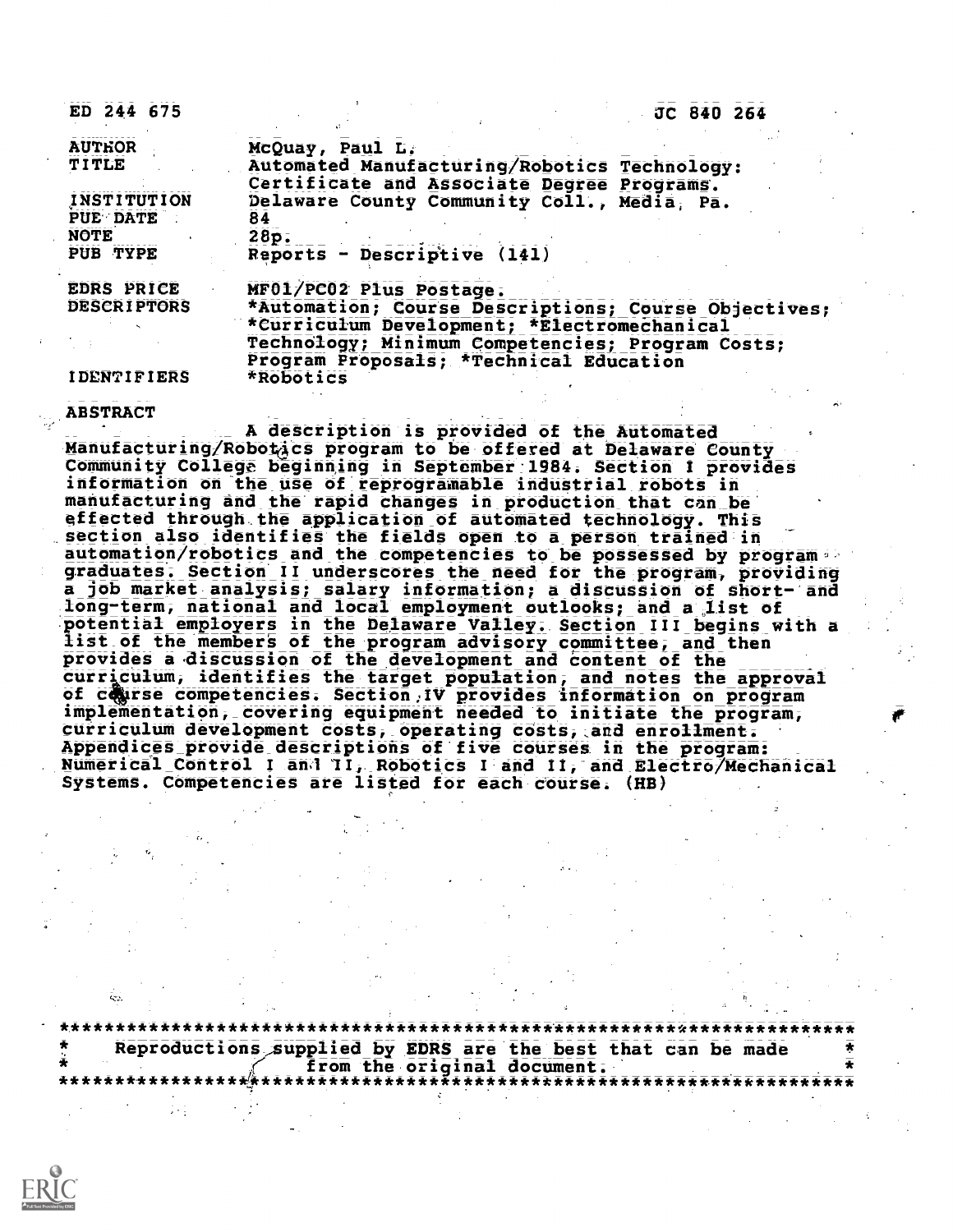ED 244 675 JC 840 264

| | |
|---|---|
| AUTHOR | McQuay, Paul L. |
| TITLE | Automated Manufacturing/Robotics Technology: Certificate and Associate Degree Programs. |
| INSTITUTION | Delaware County Community Coll., Media, Pa. |
| PUB DATE | 84 |
| NOTE | 28p. |
| PUB TYPE | Reports - Descriptive (141) |
| EDRS PRICE | MF01/PC02 Plus Postage. |
| DESCRIPTORS | *Automation; Course Descriptions; Course Objectives; *Curriculum Development; *Electromechanical Technology; Minimum Competencies; Program Costs; Program Proposals; *Technical Education |
| IDENTIFIERS | *Robotics |

ABSTRACT

A description is provided of the Automated Manufacturing/Robotics program to be offered at Delaware County Community College beginning in September 1984. Section I provides information on the use of reprogramable industrial robots in manufacturing and the rapid changes in production that can be effected through the application of automated technology. This section also identifies the fields open to a person trained in automation/robotics and the competencies to be possessed by program graduates. Section II underscores the need for the program, providing a job market analysis; salary information; a discussion of short- and long-term, national and local employment outlooks; and a list of potential employers in the Delaware Valley. Section III begins with a list of the members of the program advisory committee, and then provides a discussion of the development and content of the curriculum, identifies the target population, and notes the approval of course competencies. Section IV provides information on program implementation, covering equipment needed to initiate the program, curriculum development costs, operating costs, and enrollment. Appendices provide descriptions of five courses in the program: Numerical Control I and II, Robotics I and II, and Electro/Mechanical Systems. Competencies are listed for each course. (HB)

***********************************************************************
* Reproductions supplied by EDRS are the best that can be made *
* from the original document. *
***********************************************************************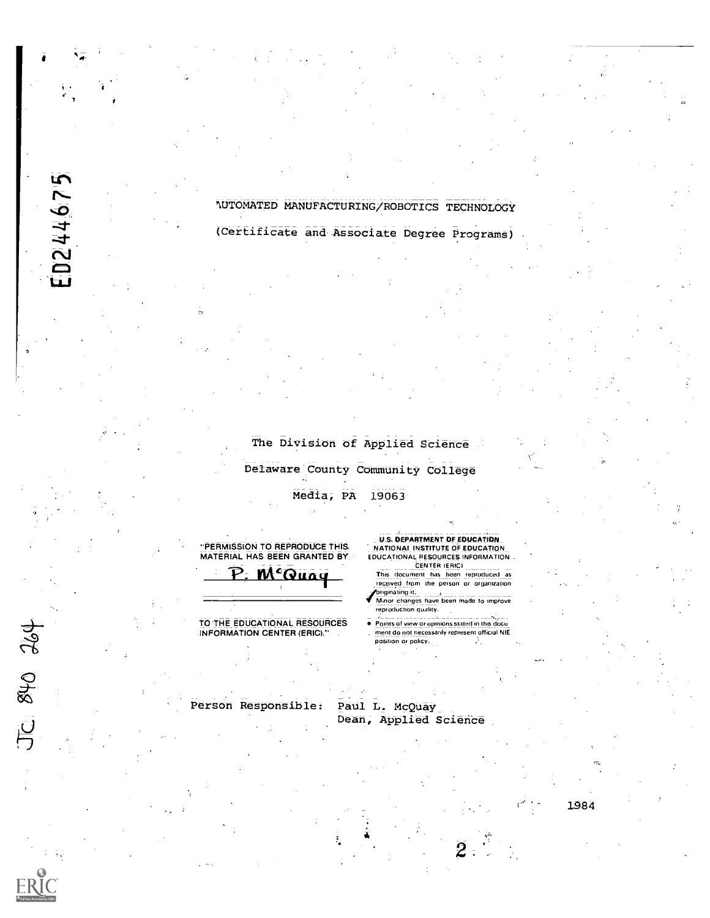# AUTOMATED MANUFACTURING/ROBOTICS TECHNOLOGY

(Certificate and Associate Degree Programs)

The Division of Applied Science

Delaware County Community College

Media, PA 19063

"PERMISSION TO REPRODUCE THIS MATERIAL HAS BEEN GRANTED BY

P. McQuay

TO THE EDUCATIONAL RESOURCES INFORMATION CENTER (ERIC)."

U.S. DEPARTMENT OF EDUCATION
NATIONAL INSTITUTE OF EDUCATION
EDUCATIONAL RESOURCES INFORMATION CENTER (ERIC)

This document has been reproduced as received from the person or organization originating it.

Minor changes have been made to improve reproduction quality.

- Points of view or opinions stated in this document do not necessarily represent official NIE position or policy.

Person Responsible: Paul L. McQuay
Dean, Applied Science

1984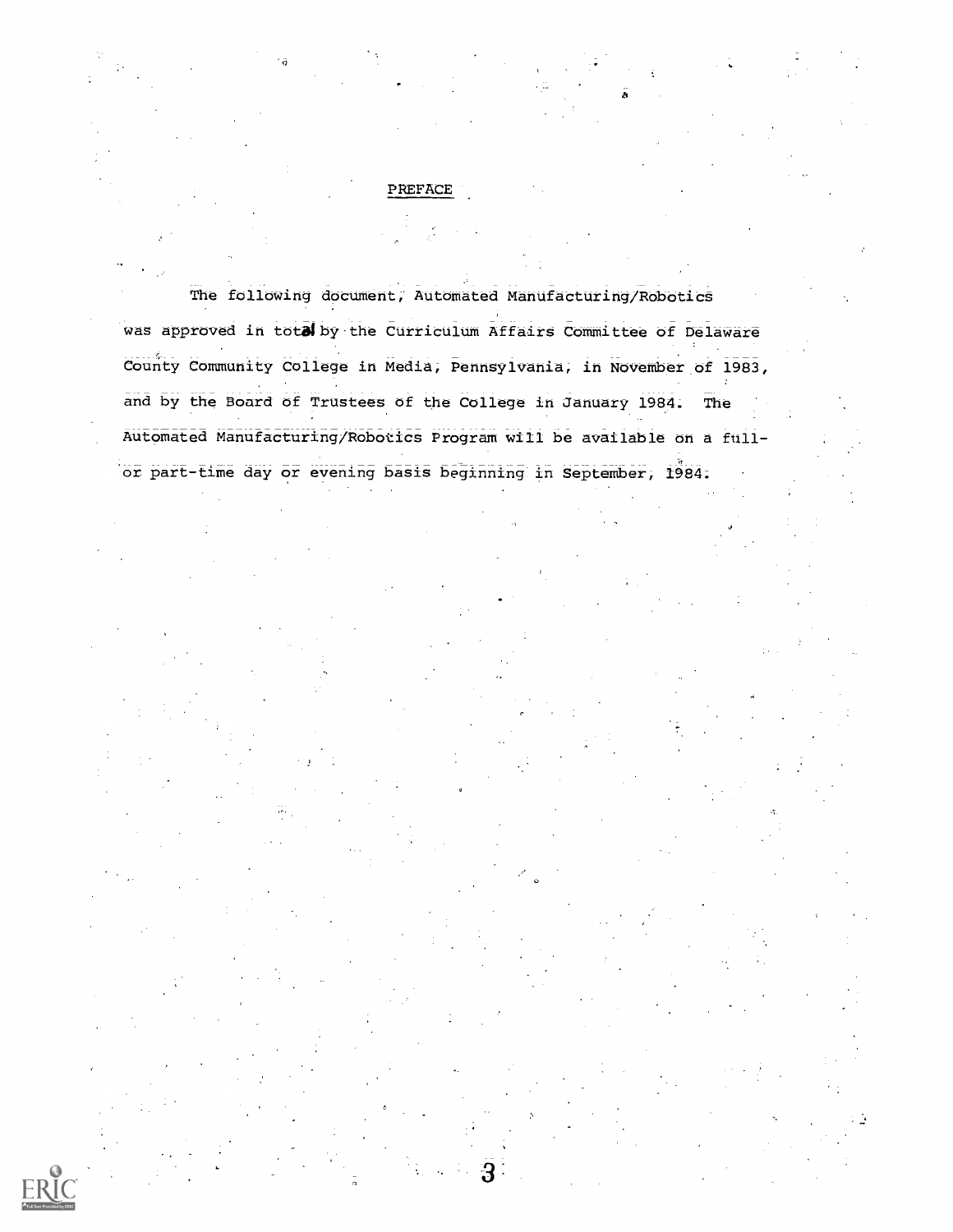## PREFACE

The following document, Automated Manufacturing/Robotics was approved in total by the Curriculum Affairs Committee of Delaware County Community College in Media, Pennsylvania, in November of 1983, and by the Board of Trustees of the College in January 1984. The Automated Manufacturing/Robotics Program will be available on a full- or part-time day or evening basis beginning in September, 1984.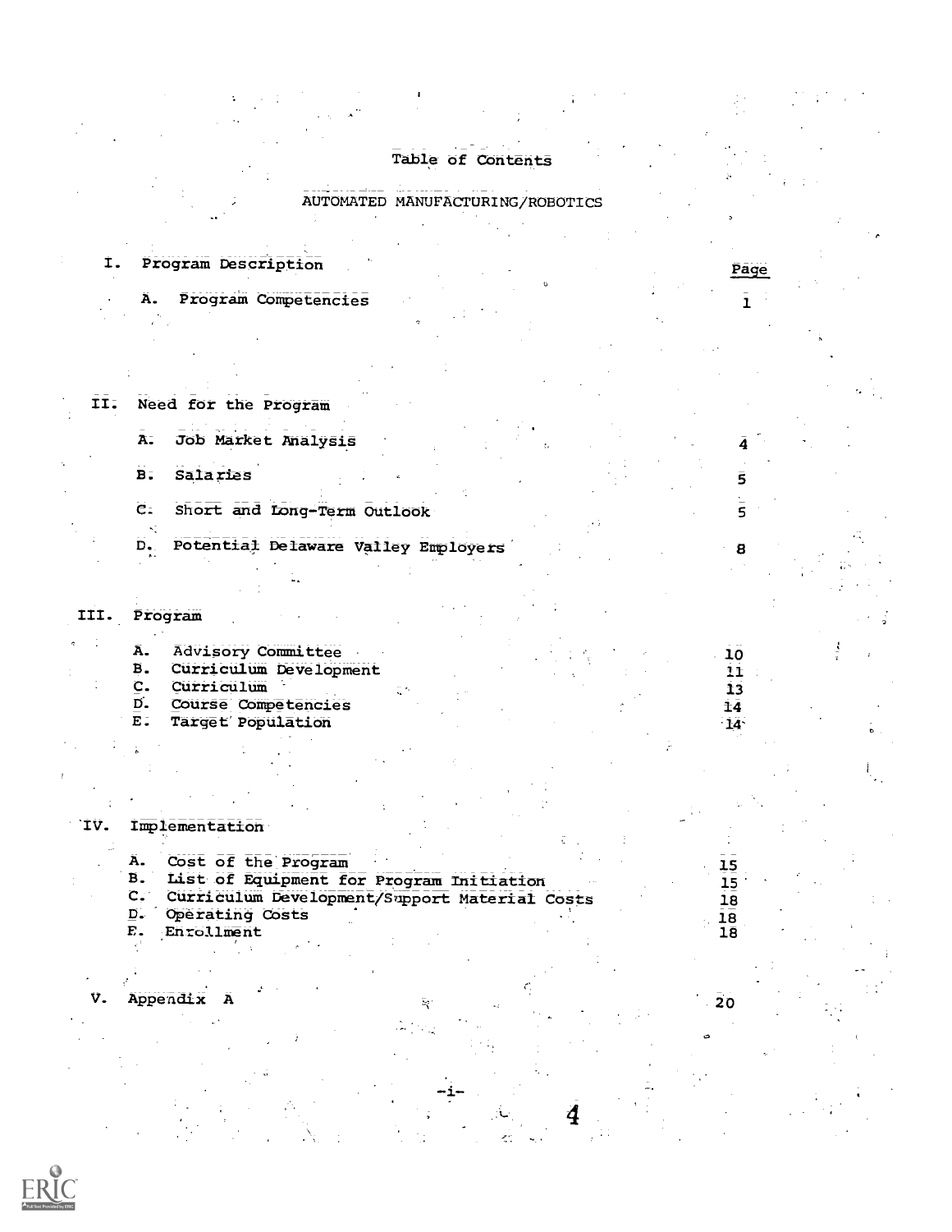# Table of Contents

## AUTOMATED MANUFACTURING/ROBOTICS

| | Page |
|---|---|
| **I. Program Description** | |
| A. Program Competencies | 1 |
| **II. Need for the Program** | |
| A. Job Market Analysis | 4 |
| B. Salaries | 5 |
| C. Short and Long-Term Outlook | 5 |
| D. Potential Delaware Valley Employers | 8 |
| **III. Program** | |
| A. Advisory Committee | 10 |
| B. Curriculum Development | 11 |
| C. Curriculum | 13 |
| D. Course Competencies | 14 |
| E. Target Population | 14 |
| **IV. Implementation** | |
| A. Cost of the Program | 15 |
| B. List of Equipment for Program Initiation | 15 |
| C. Curriculum Development/Support Material Costs | 18 |
| D. Operating Costs | 18 |
| E. Enrollment | 18 |
| **V. Appendix A** | 20 |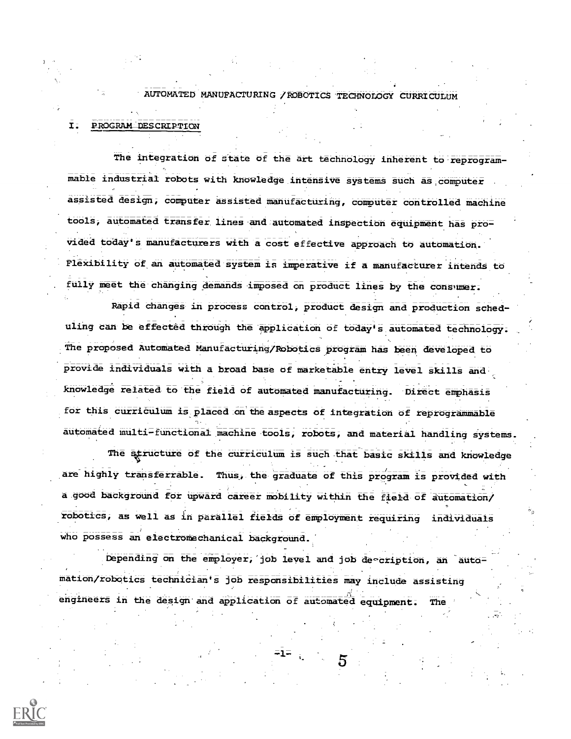# AUTOMATED MANUFACTURING /ROBOTICS TECHNOLOGY CURRICULUM

## I. PROGRAM DESCRIPTION

The integration of state of the art technology inherent to reprogrammable industrial robots with knowledge intensive systems such as computer assisted design, computer assisted manufacturing, computer controlled machine tools, automated transfer lines and automated inspection equipment has provided today's manufacturers with a cost effective approach to automation. Flexibility of an automated system is imperative if a manufacturer intends to fully meet the changing demands imposed on product lines by the consumer.

Rapid changes in process control, product design and production scheduling can be effected through the application of today's automated technology. The proposed Automated Manufacturing/Robotics program has been developed to provide individuals with a broad base of marketable entry level skills and knowledge related to the field of automated manufacturing. Direct emphasis for this curriculum is placed on the aspects of integration of reprogrammable automated multi-functional machine tools, robots, and material handling systems.

The structure of the curriculum is such that basic skills and knowledge are highly transferrable. Thus, the graduate of this program is provided with a good background for upward career mobility within the field of automation/robotics, as well as in parallel fields of employment requiring individuals who possess an electromechanical background.

Depending on the employer, job level and job description, an automation/robotics technician's job responsibilities may include assisting engineers in the design and application of automated equipment. The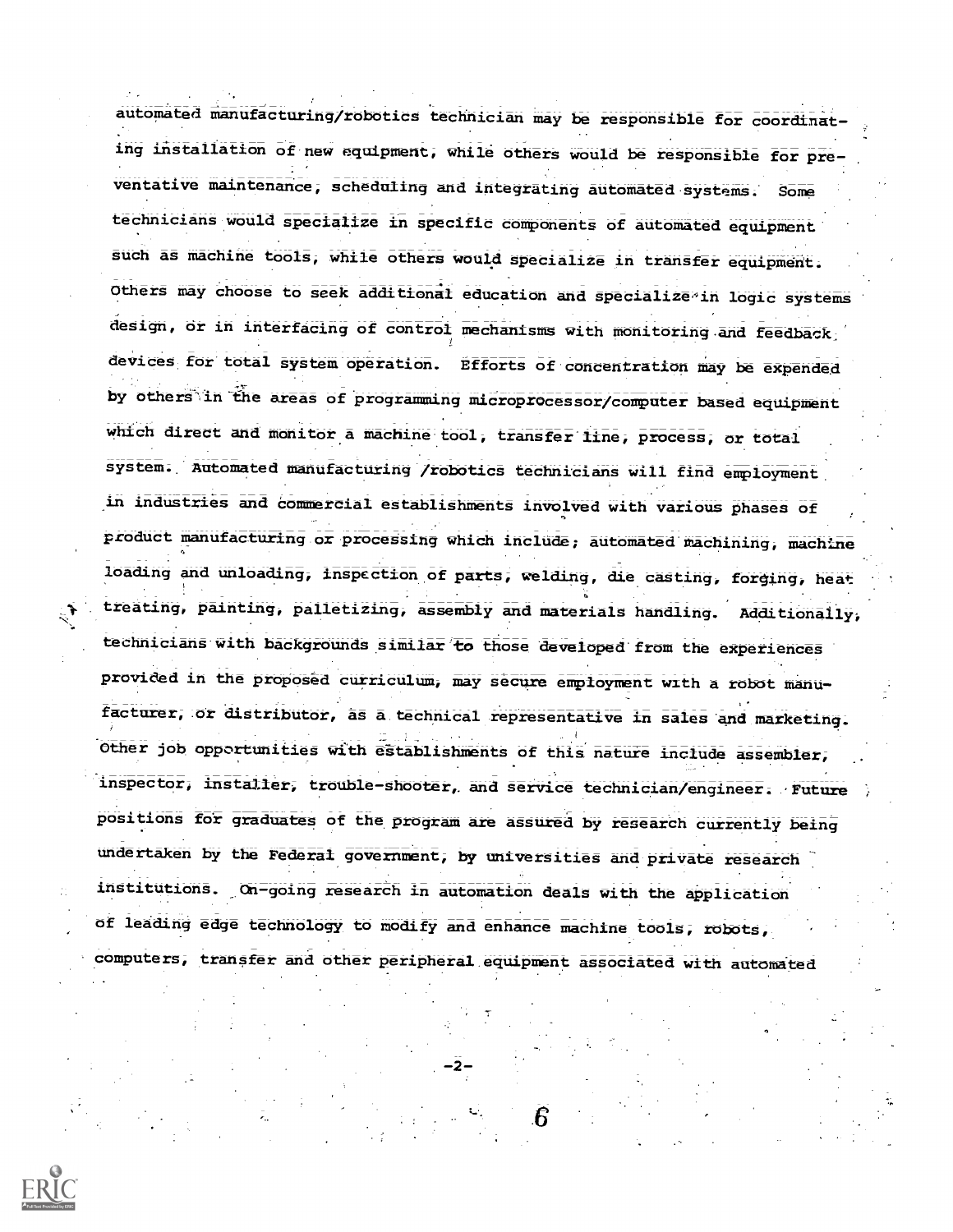automated manufacturing/robotics technician may be responsible for coordinating installation of new equipment, while others would be responsible for preventative maintenance, scheduling and integrating automated systems. Some technicians would specialize in specific components of automated equipment such as machine tools, while others would specialize in transfer equipment. Others may choose to seek additional education and specialize in logic systems design, or in interfacing of control mechanisms with monitoring and feedback devices for total system operation. Efforts of concentration may be expended by others in the areas of programming microprocessor/computer based equipment which direct and monitor a machine tool, transfer line, process, or total system. Automated manufacturing /robotics technicians will find employment in industries and commercial establishments involved with various phases of product manufacturing or processing which include; automated machining, machine loading and unloading, inspection of parts, welding, die casting, forging, heat treating, painting, palletizing, assembly and materials handling. Additionally, technicians with backgrounds similar to those developed from the experiences provided in the proposed curriculum, may secure employment with a robot manufacturer, or distributor, as a technical representative in sales and marketing. Other job opportunities with establishments of this nature include assembler, inspector, installer, trouble-shooter, and service technician/engineer. Future positions for graduates of the program are assured by research currently being undertaken by the Federal government, by universities and private research institutions. On-going research in automation deals with the application of leading edge technology to modify and enhance machine tools, robots, computers, transfer and other peripheral equipment associated with automated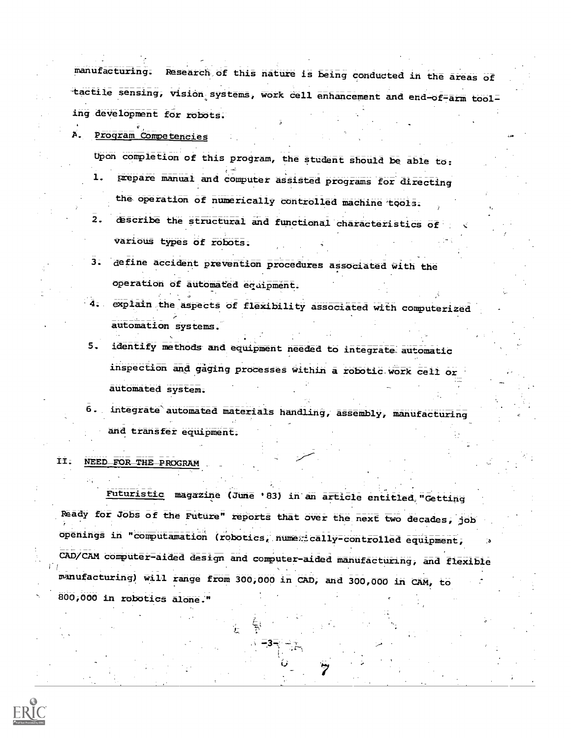manufacturing. Research of this nature is being conducted in the areas of tactile sensing, vision systems, work cell enhancement and end-of-arm tooling development for robots.

A. Program Competencies

Upon completion of this program, the student should be able to:

1. prepare manual and computer assisted programs for directing the operation of numerically controlled machine tools.
2. describe the structural and functional characteristics of various types of robots.
3. define accident prevention procedures associated with the operation of automated equipment.
4. explain the aspects of flexibility associated with computerized automation systems.
5. identify methods and equipment needed to integrate automatic inspection and gaging processes within a robotic work cell or automated system.
6. integrate automated materials handling, assembly, manufacturing and transfer equipment.

## II. NEED FOR THE PROGRAM

*Futuristic* magazine (June '83) in an article entitled "Getting Ready for Jobs of the Future" reports that over the next two decades, job openings in "computamation (robotics, numerically-controlled equipment, CAD/CAM computer-aided design and computer-aided manufacturing, and flexible manufacturing) will range from 300,000 in CAD, and 300,000 in CAM, to 800,000 in robotics alone."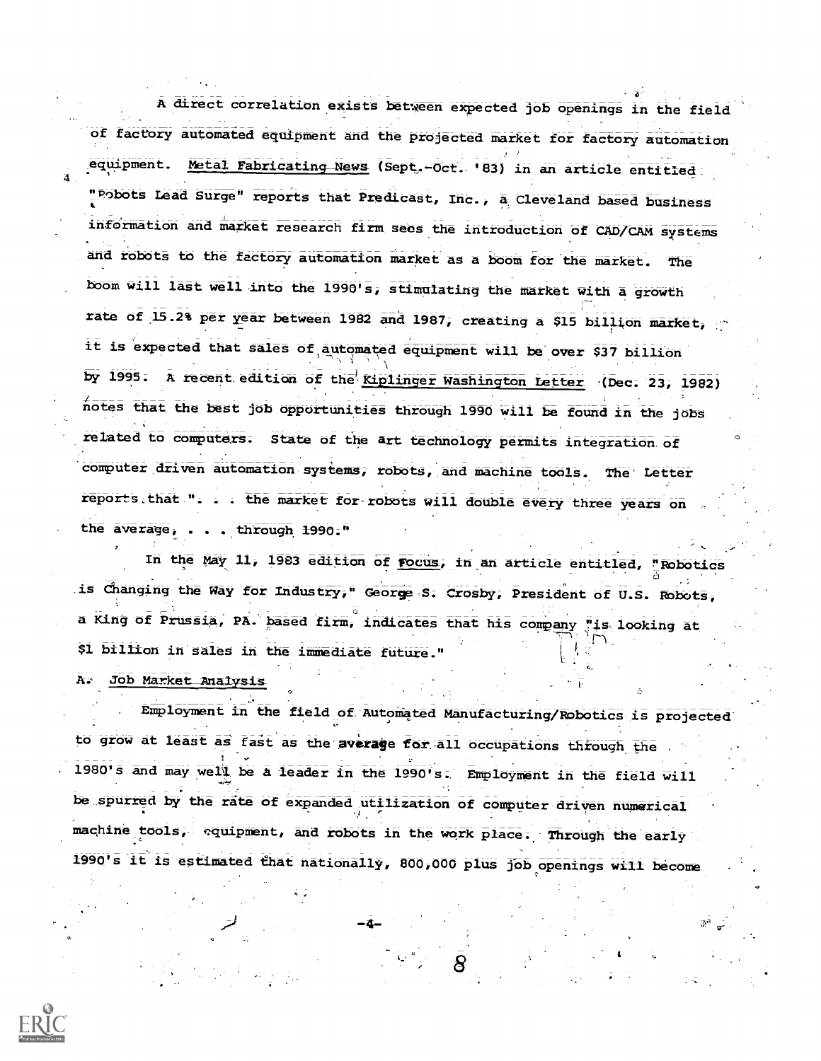A direct correlation exists between expected job openings in the field of factory automated equipment and the projected market for factory automation equipment. Metal Fabricating News (Sept.-Oct. '83) in an article entitled "Robots Lead Surge" reports that Predicast, Inc., a Cleveland based business information and market research firm sees the introduction of CAD/CAM systems and robots to the factory automation market as a boom for the market. The boom will last well into the 1990's, stimulating the market with a growth rate of 15.2% per year between 1982 and 1987, creating a $15 billion market, it is expected that sales of automated equipment will be over $37 billion by 1995. A recent edition of the Kiplinger Washington Letter (Dec. 23, 1982) notes that the best job opportunities through 1990 will be found in the jobs related to computers. State of the art technology permits integration of computer driven automation systems, robots, and machine tools. The Letter reports that ". . . the market for robots will double every three years on the average, . . . through 1990."

In the May 11, 1983 edition of Focus, in an article entitled, "Robotics is Changing the Way for Industry," George S. Crosby, President of U.S. Robots, a King of Prussia, PA. based firm, indicates that his company "is looking at $1 billion in sales in the immediate future."

A. Job Market Analysis

Employment in the field of Automated Manufacturing/Robotics is projected to grow at least as fast as the average for all occupations through the 1980's and may well be a leader in the 1990's. Employment in the field will be spurred by the rate of expanded utilization of computer driven numerical machine tools, equipment, and robots in the work place. Through the early 1990's it is estimated that nationally, 800,000 plus job openings will become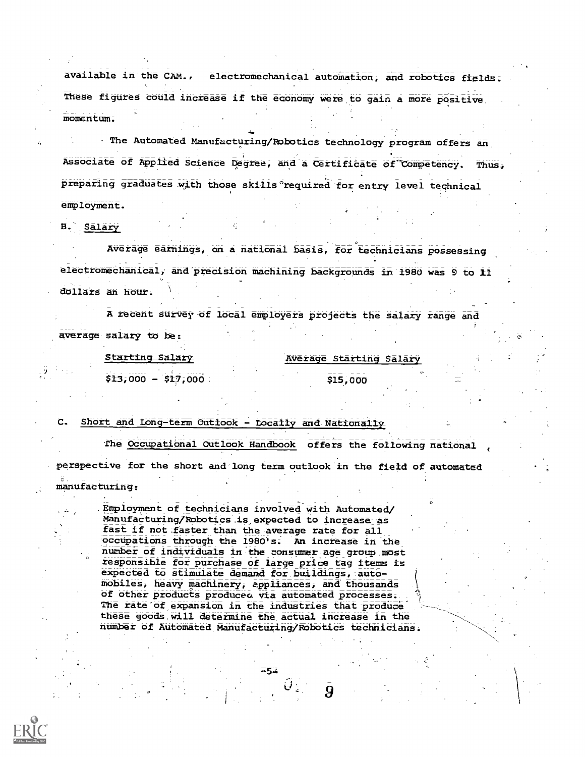available in the CAM., electromechanical automation, and robotics fields. These figures could increase if the economy were to gain a more positive momentum.

The Automated Manufacturing/Robotics technology program offers an Associate of Applied Science Degree, and a Certificate of Competency. Thus, preparing graduates with those skills required for entry level technical employment.

B. Salary

Average earnings, on a national basis, for technicians possessing electromechanical, and precision machining backgrounds in 1980 was 9 to 11 dollars an hour.

A recent survey of local employers projects the salary range and average salary to be:

| Starting Salary | Average Starting Salary |
|---|---|
| $13,000 - $17,000 | $15,000 |

C. Short and Long-term Outlook - Locally and Nationally

The *Occupational Outlook Handbook* offers the following national perspective for the short and long term outlook in the field of automated manufacturing:

> Employment of technicians involved with Automated/ Manufacturing/Robotics is expected to increase as fast if not faster than the average rate for all occupations through the 1980's. An increase in the number of individuals in the consumer age group most responsible for purchase of large price tag items is expected to stimulate demand for buildings, automobiles, heavy machinery, appliances, and thousands of other products produced via automated processes. The rate of expansion in the industries that produce these goods will determine the actual increase in the number of Automated Manufacturing/Robotics technicians.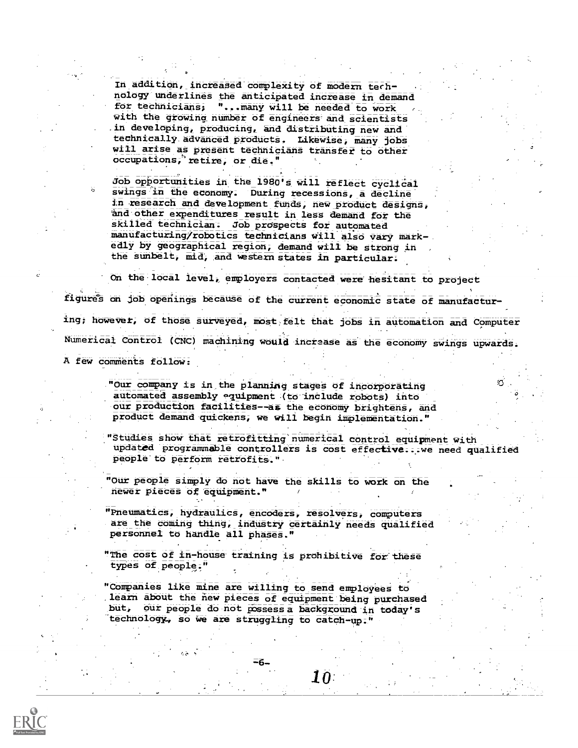In addition, increased complexity of modern technology underlines the anticipated increase in demand for technicians; "...many will be needed to work with the growing number of engineers and scientists in developing, producing, and distributing new and technically advanced products. Likewise, many jobs will arise as present technicians transfer to other occupations, retire, or die."

Job opportunities in the 1980's will reflect cyclical swings in the economy. During recessions, a decline in research and development funds, new product designs, and other expenditures result in less demand for the skilled technician. Job prospects for automated manufacturing/robotics technicians will also vary markedly by geographical region, demand will be strong in the sunbelt, mid, and western states in particular.

On the local level, employers contacted were hesitant to project figures on job openings because of the current economic state of manufacturing; however, of those surveyed, most felt that jobs in automation and Computer Numerical Control (CNC) machining would increase as the economy swings upwards. A few comments follow:

"Our company is in the planning stages of incorporating automated assembly equipment (to include robots) into our production facilities--as the economy brightens, and product demand quickens, we will begin implementation."

"Studies show that retrofitting numerical control equipment with updated programmable controllers is cost effective...we need qualified people to perform retrofits."

"Our people simply do not have the skills to work on the newer pieces of equipment."

"Pneumatics, hydraulics, encoders, resolvers, computers are the coming thing, industry certainly needs qualified personnel to handle all phases."

"The cost of in-house training is prohibitive for these types of people."

"Companies like mine are willing to send employees to learn about the new pieces of equipment being purchased but, our people do not possess a background in today's technology, so we are struggling to catch-up."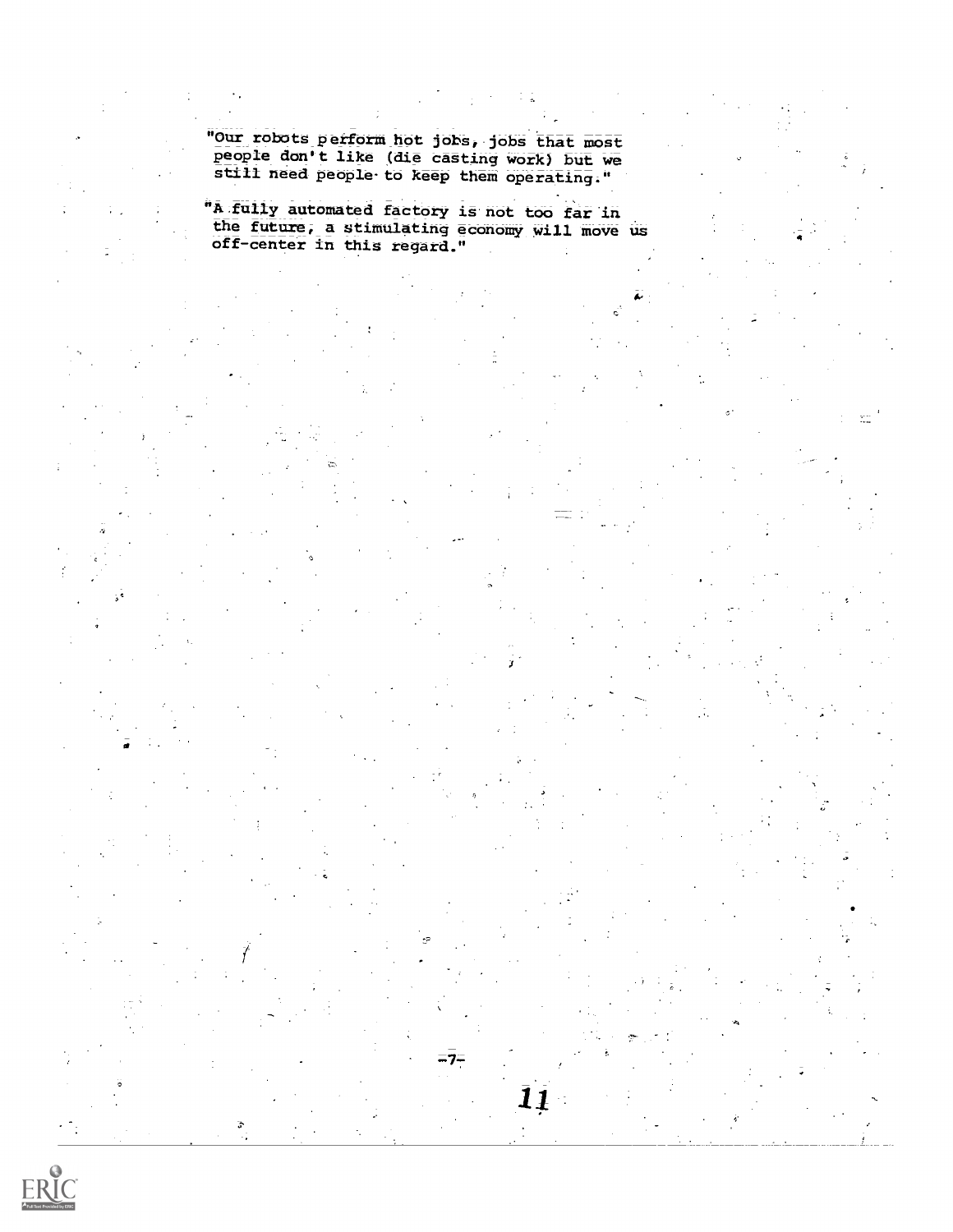"Our robots perform hot jobs, jobs that most people don't like (die casting work) but we still need people to keep them operating."

"A fully automated factory is not too far in the future, a stimulating economy will move us off-center in this regard."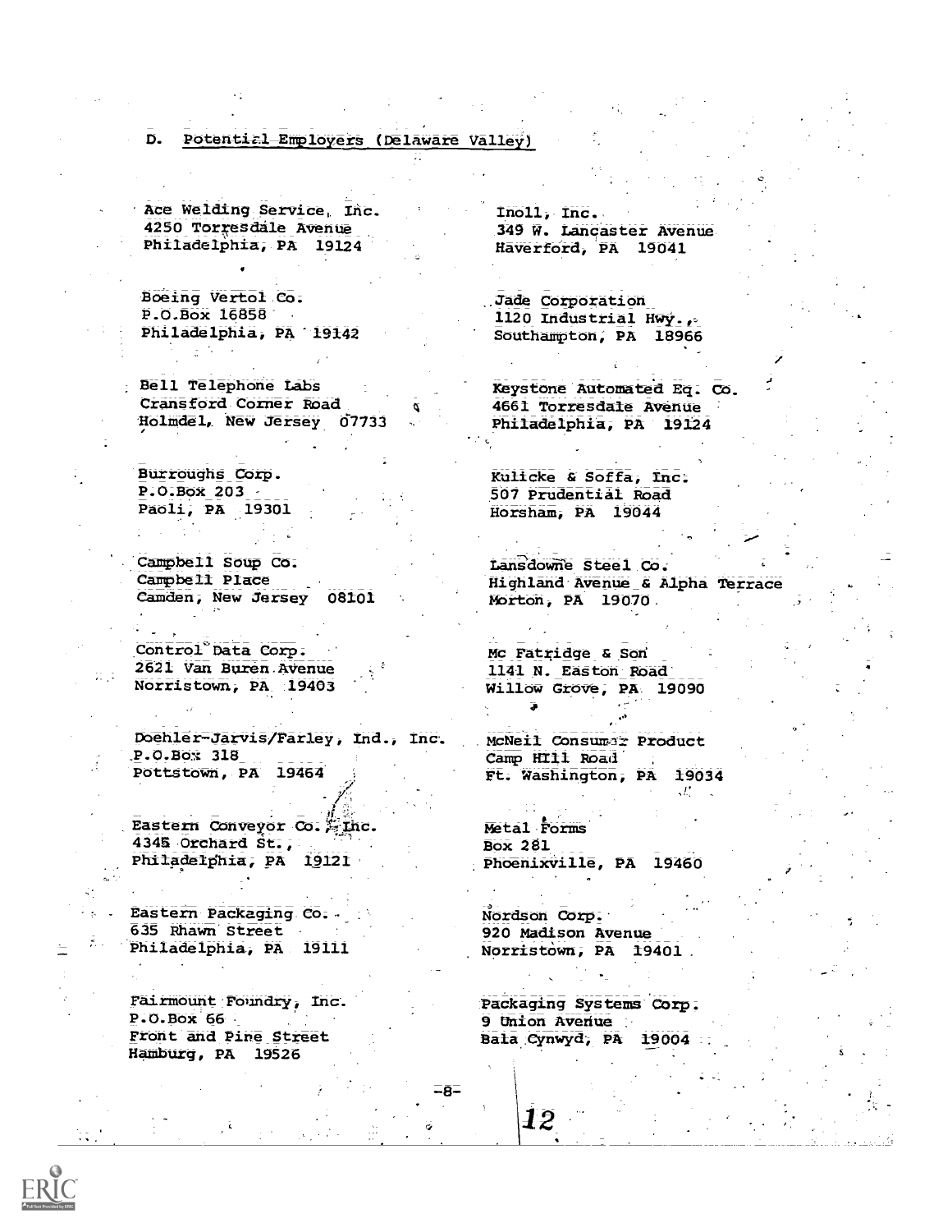## D. Potential Employers (Delaware Valley)

Ace Welding Service, Inc.
4250 Torresdale Avenue
Philadelphia, PA 19124

Boeing Vertol Co.
P.O.Box 16858
Philadelphia, PA 19142

Bell Telephone Labs
Cransford Corner Road
Holmdel, New Jersey 07733

Burroughs Corp.
P.O.Box 203
Paoli, PA 19301

Campbell Soup Co.
Campbell Place
Camden, New Jersey 08101

Control Data Corp.
2621 Van Buren Avenue
Norristown, PA 19403

Doehler-Jarvis/Farley, Ind., Inc.
P.O.Box 318
Pottstown, PA 19464

Eastern Conveyor Co. Inc.
4345 Orchard St.,
Philadelphia, PA 19121

Eastern Packaging Co.
635 Rhawn Street
Philadelphia, PA 19111

Fairmount Foundry, Inc.
P.O.Box 66
Front and Pine Street
Hamburg, PA 19526

Inoll, Inc.
349 W. Lancaster Avenue
Haverford, PA 19041

Jade Corporation
1120 Industrial Hwy.,
Southampton, PA 18966

Keystone Automated Eq. Co.
4661 Torresdale Avenue
Philadelphia, PA 19124

Kulicke & Soffa, Inc.
507 Prudential Road
Horsham, PA 19044

Lansdowne Steel Co.
Highland Avenue & Alpha Terrace
Morton, PA 19070

Mc Fatridge & Son
1141 N. Easton Road
Willow Grove, PA 19090

McNeil Consumer Product
Camp Hill Road
Ft. Washington, PA 19034

Metal Forms
Box 281
Phoenixville, PA 19460

Nordson Corp.
920 Madison Avenue
Norristown, PA 19401

Packaging Systems Corp.
9 Union Avenue
Bala Cynwyd, PA 19004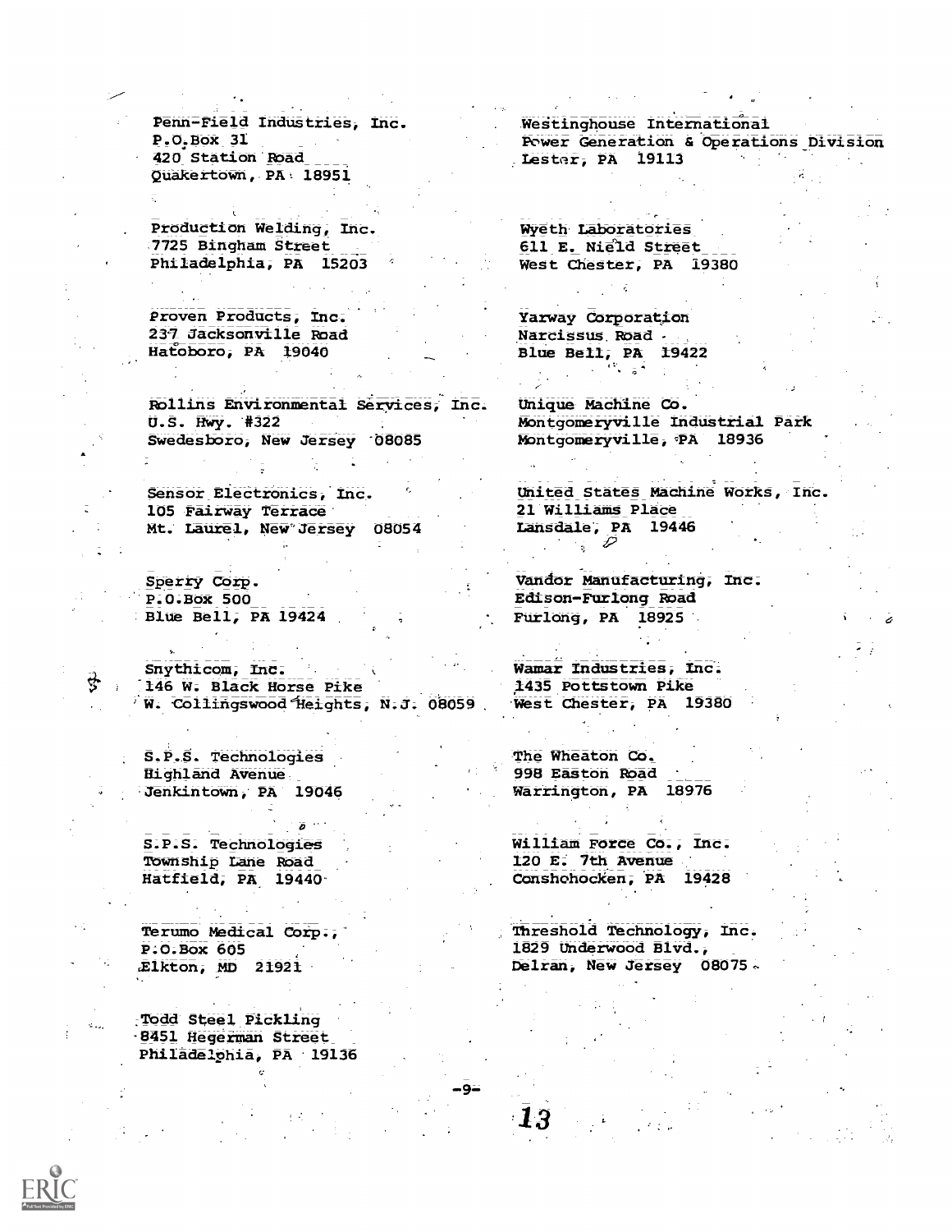Penn-Field Industries, Inc.
P.O.Box 31
420 Station Road
Quakertown, PA 18951

Production Welding, Inc.
7725 Bingham Street
Philadelphia, PA 15203

Proven Products, Inc.
237 Jacksonville Road
Hatoboro, PA 19040

Rollins Environmental Services, Inc.
U.S. Hwy. #322
Swedesboro, New Jersey 08085

Sensor Electronics, Inc.
105 Fairway Terrace
Mt. Laurel, New Jersey 08054

Sperry Corp.
P.O.Box 500
Blue Bell, PA 19424

Snythicom, Inc.
146 W. Black Horse Pike
W. Collingswood Heights, N.J. 08059

S.P.S. Technologies
Highland Avenue
Jenkintown, PA 19046

S.P.S. Technologies
Township Lane Road
Hatfield, PA 19440

Terumo Medical Corp.,
P.O.Box 605
Elkton, MD 21921

Todd Steel Pickling
8451 Hegerman Street
Philadelphia, PA 19136

Westinghouse International
Power Generation & Operations Division
Lester, PA 19113

Wyeth Laboratories
611 E. Nield Street
West Chester, PA 19380

Yarway Corporation
Narcissus Road
Blue Bell, PA 19422

Unique Machine Co.
Montgomeryville Industrial Park
Montgomeryville, PA 18936

United States Machine Works, Inc.
21 Williams Place
Lansdale, PA 19446

Vandor Manufacturing, Inc.
Edison-Furlong Road
Furlong, PA 18925

Wamar Industries, Inc.
1435 Pottstown Pike
West Chester, PA 19380

The Wheaton Co.
998 Easton Road
Warrington, PA 18976

William Force Co., Inc.
120 E. 7th Avenue
Conshohocken, PA 19428

Threshold Technology, Inc.
1829 Underwood Blvd.,
Delran, New Jersey 08075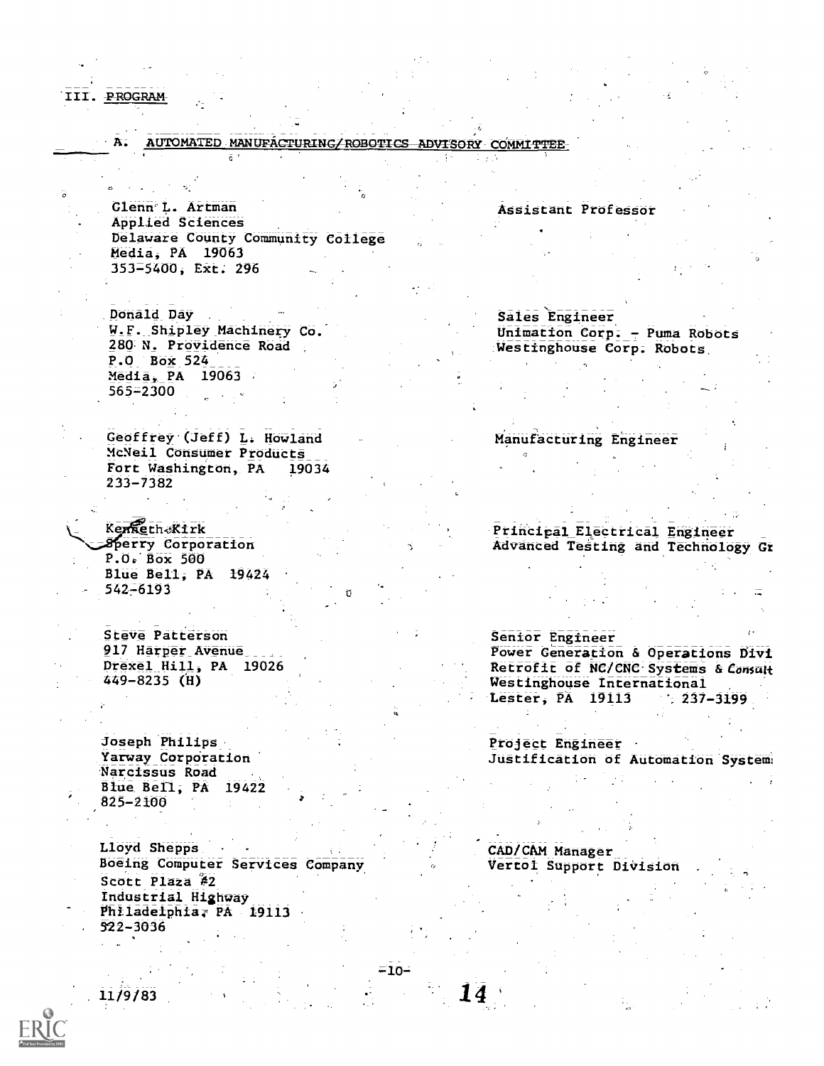III. PROGRAM

A. AUTOMATED MANUFACTURING/ROBOTICS ADVISORY COMMITTEE

| | |
|---|---|
| Glenn L. Artman<br>Applied Sciences<br>Delaware County Community College<br>Media, PA 19063<br>353-5400, Ext. 296 | Assistant Professor |
| Donald Day<br>W.F. Shipley Machinery Co.<br>280 N. Providence Road<br>P.O Box 524<br>Media, PA 19063<br>565-2300 | Sales Engineer<br>Unimation Corp. - Puma Robots<br>Westinghouse Corp. Robots |
| Geoffrey (Jeff) L. Howland<br>McNeil Consumer Products<br>Fort Washington, PA 19034<br>233-7382 | Manufacturing Engineer |
| Kenneth Kirk<br>Sperry Corporation<br>P.O. Box 500<br>Blue Bell, PA 19424<br>542-6193 | Principal Electrical Engineer<br>Advanced Testing and Technology Gr |
| Steve Patterson<br>917 Harper Avenue<br>Drexel Hill, PA 19026<br>449-8235 (H) | Senior Engineer<br>Power Generation & Operations Divi<br>Retrofit of NC/CNC Systems & Consult<br>Westinghouse International<br>Lester, PA 19113 237-3199 |
| Joseph Philips<br>Yarway Corporation<br>Narcissus Road<br>Blue Bell, PA 19422<br>825-2100 | Project Engineer<br>Justification of Automation System |
| Lloyd Shepps<br>Boeing Computer Services Company<br>Scott Plaza #2<br>Industrial Highway<br>Philadelphia, PA 19113<br>522-3036 | CAD/CAM Manager<br>Vertol Support Division |

11/9/83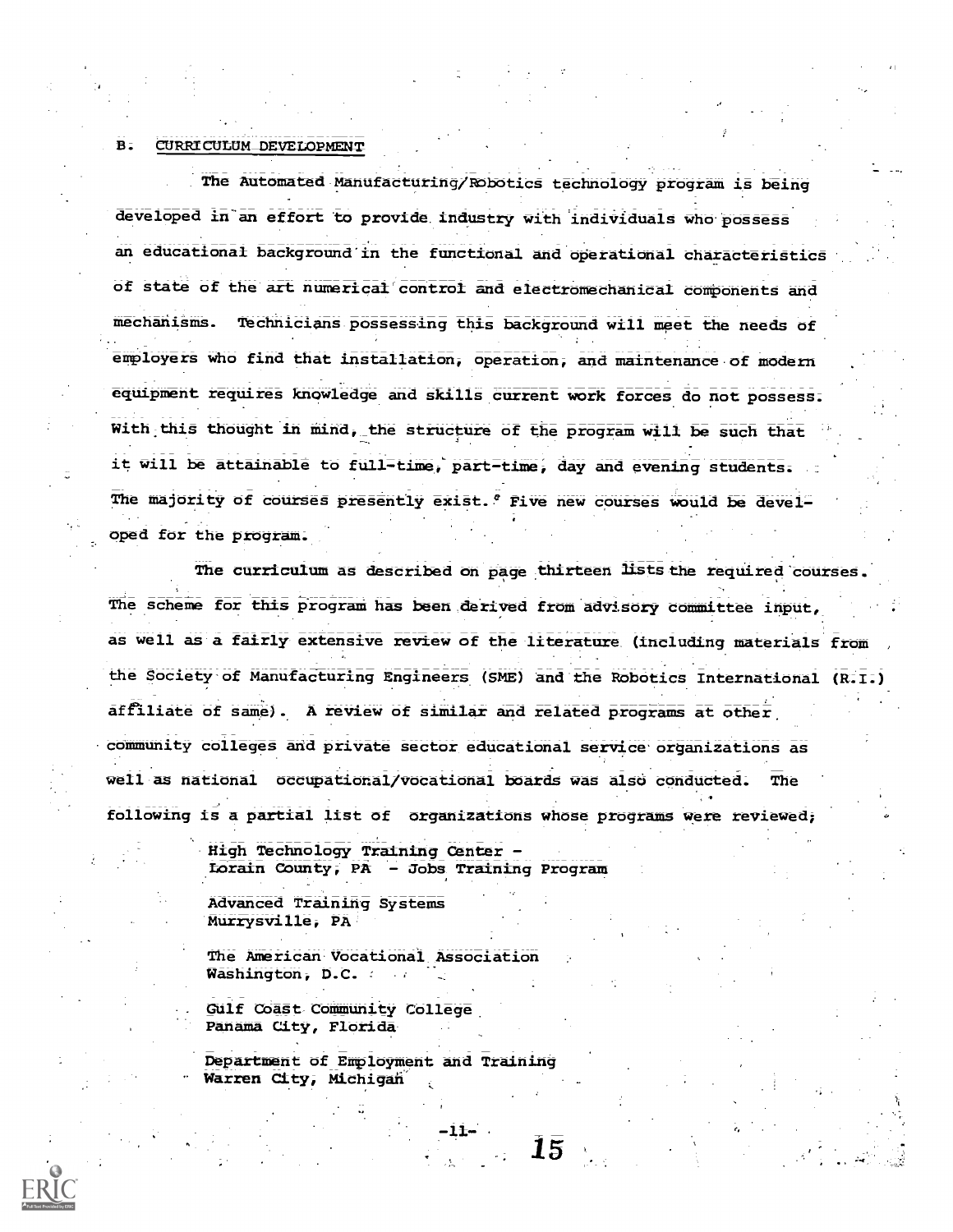## B. CURRICULUM DEVELOPMENT

The Automated Manufacturing/Robotics technology program is being developed in an effort to provide industry with individuals who possess an educational background in the functional and operational characteristics of state of the art numerical control and electromechanical components and mechanisms. Technicians possessing this background will meet the needs of employers who find that installation, operation, and maintenance of modern equipment requires knowledge and skills current work forces do not possess. With this thought in mind, the structure of the program will be such that it will be attainable to full-time, part-time, day and evening students. The majority of courses presently exist. Five new courses would be developed for the program.

The curriculum as described on page thirteen lists the required courses. The scheme for this program has been derived from advisory committee input, as well as a fairly extensive review of the literature (including materials from the Society of Manufacturing Engineers (SME) and the Robotics International (R.I.) affiliate of same). A review of similar and related programs at other community colleges and private sector educational service organizations as well as national occupational/vocational boards was also conducted. The following is a partial list of organizations whose programs were reviewed;

High Technology Training Center -
Lorain County, PA - Jobs Training Program

Advanced Training Systems
Murrysville, PA

The American Vocational Association
Washington, D.C.

Gulf Coast Community College
Panama City, Florida

Department of Employment and Training
Warren City, Michigan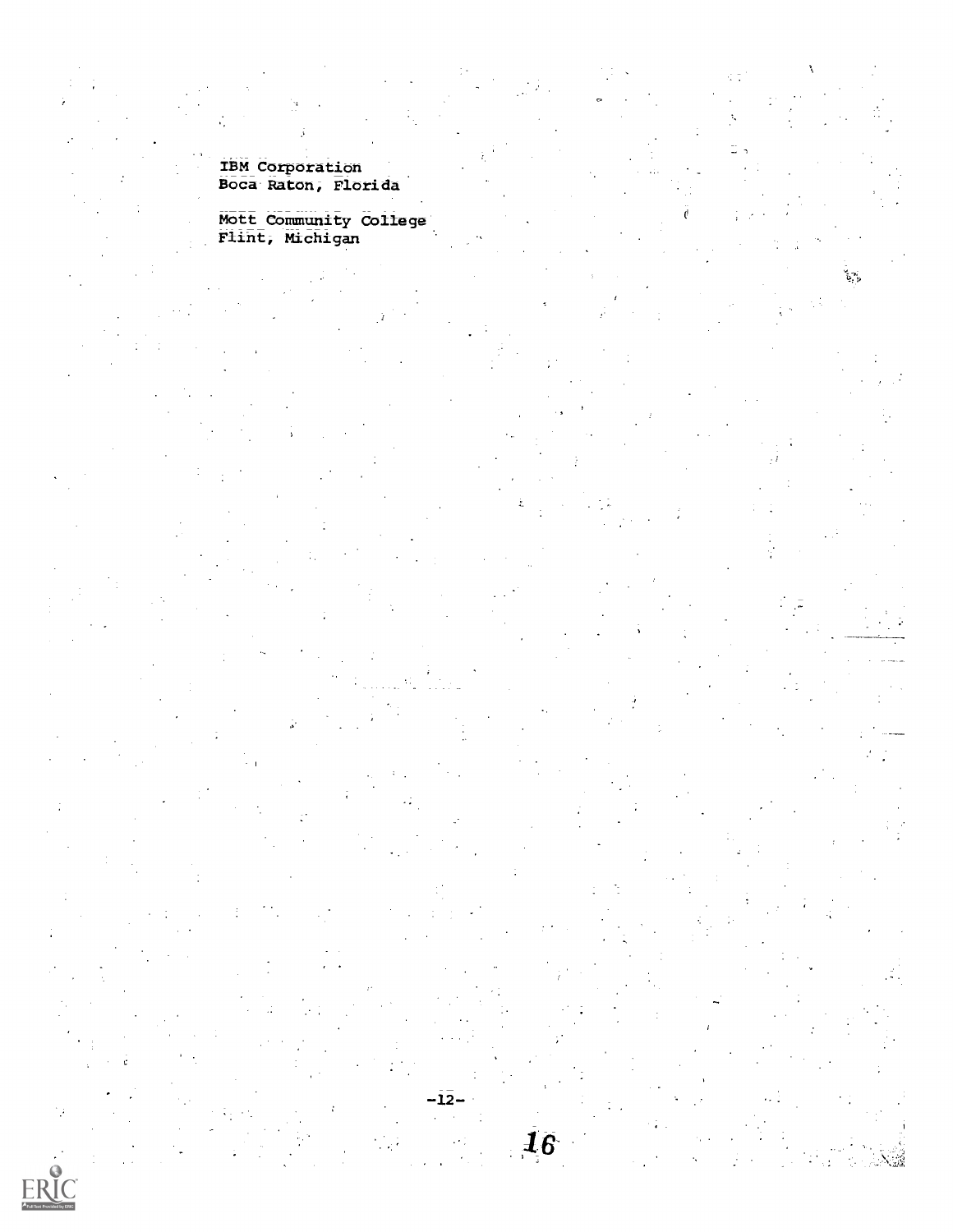IBM Corporation
Boca Raton, Florida

Mott Community College
Flint, Michigan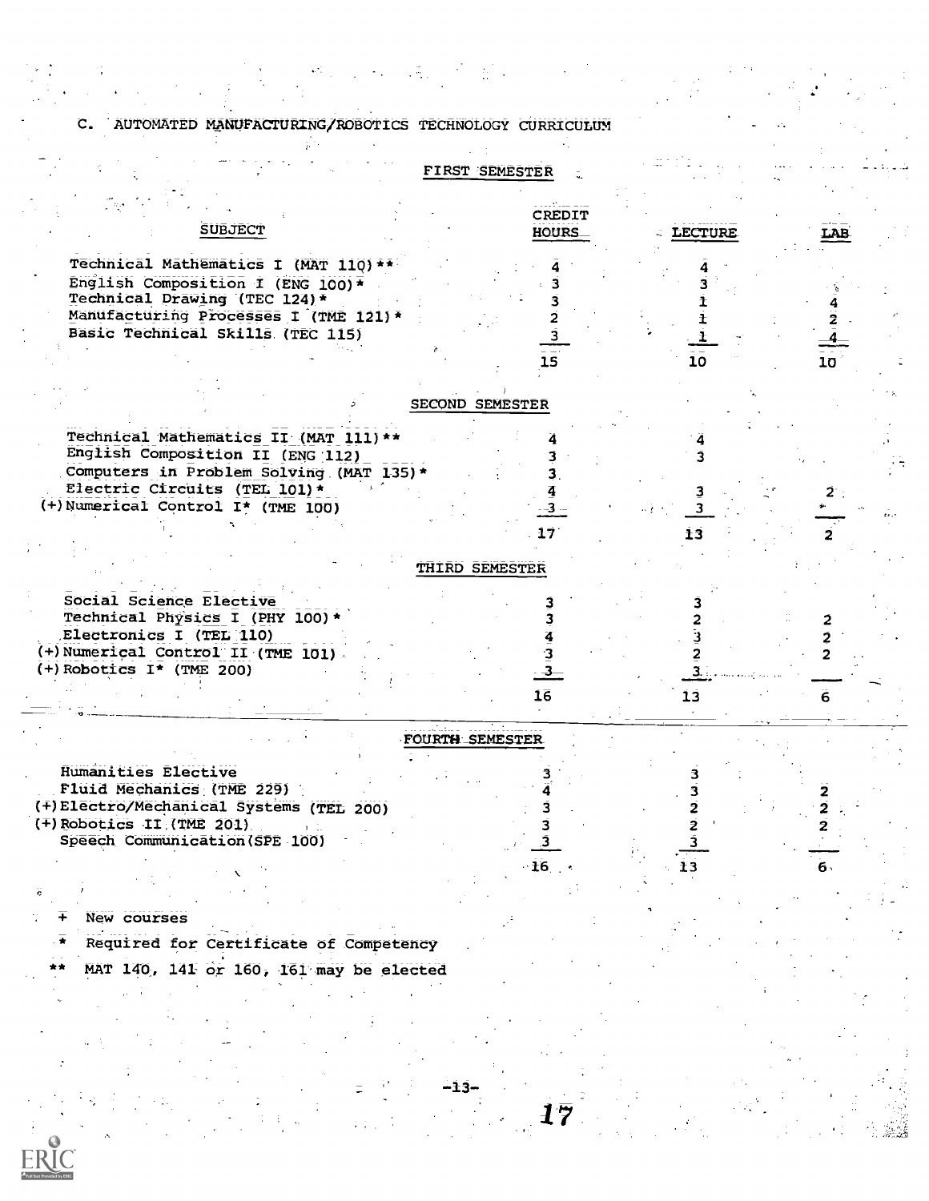## C. AUTOMATED MANUFACTURING/ROBOTICS TECHNOLOGY CURRICULUM

### FIRST SEMESTER

| SUBJECT | CREDIT HOURS | LECTURE | LAB |
|---|---|---|---|
| Technical Mathematics I (MAT 110)** | 4 | 4 | |
| English Composition I (ENG 100)* | 3 | 3 | |
| Technical Drawing (TEC 124)* | 3 | 1 | 4 |
| Manufacturing Processes I (TME 121)* | 2 | 1 | 2 |
| Basic Technical Skills (TEC 115) | 3 | 1 | 4 |
| | 15 | 10 | 10 |

### SECOND SEMESTER

| SUBJECT | CREDIT HOURS | LECTURE | LAB |
|---|---|---|---|
| Technical Mathematics II (MAT 111)** | 4 | 4 | |
| English Composition II (ENG 112) | 3 | 3 | |
| Computers in Problem Solving (MAT 135)* | 3 | | |
| Electric Circuits (TEL 101)* | 4 | 3 | 2 |
| (+) Numerical Control I* (TME 100) | 3 | 3 | |
| | 17 | 13 | 2 |

### THIRD SEMESTER

| SUBJECT | CREDIT HOURS | LECTURE | LAB |
|---|---|---|---|
| Social Science Elective | 3 | 3 | |
| Technical Physics I (PHY 100)* | 3 | 2 | 2 |
| Electronics I (TEL 110) | 4 | 3 | 2 |
| (+) Numerical Control II (TME 101) | 3 | 2 | 2 |
| (+) Robotics I* (TME 200) | 3 | 3 | |
| | 16 | 13 | 6 |

### FOURTH SEMESTER

| SUBJECT | CREDIT HOURS | LECTURE | LAB |
|---|---|---|---|
| Humanities Elective | 3 | 3 | |
| Fluid Mechanics (TME 229) | 4 | 3 | 2 |
| (+) Electro/Mechanical Systems (TEL 200) | 3 | 2 | 2 |
| (+) Robotics II (TME 201) | 3 | 2 | 2 |
| Speech Communication (SPE 100) | 3 | 3 | |
| | 16 | 13 | 6 |

+ New courses

\* Required for Certificate of Competency

\*\* MAT 140, 141 or 160, 161 may be elected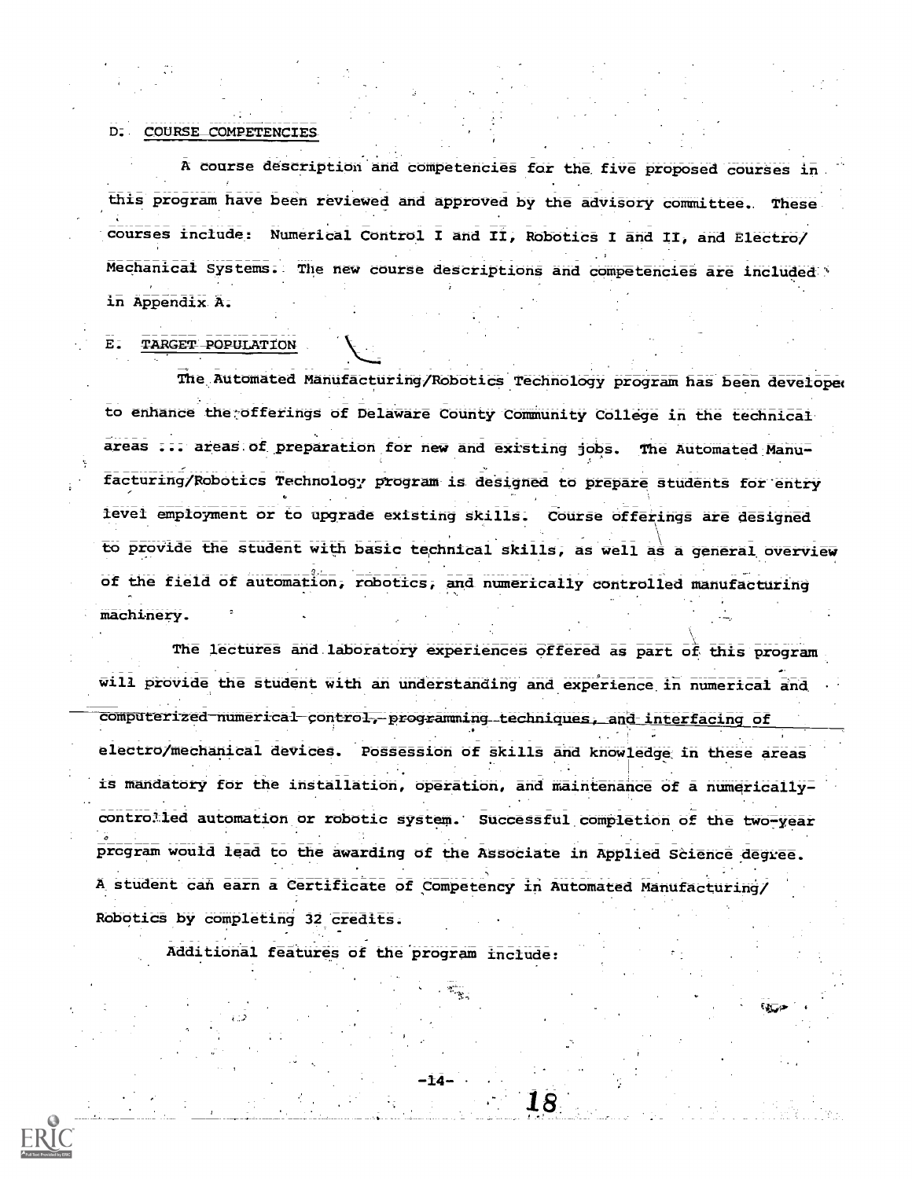D. COURSE COMPETENCIES

A course description and competencies for the five proposed courses in this program have been reviewed and approved by the advisory committee. These courses include: Numerical Control I and II, Robotics I and II, and Electro/Mechanical Systems. The new course descriptions and competencies are included in Appendix A.

E. TARGET POPULATION

The Automated Manufacturing/Robotics Technology program has been developed to enhance the offerings of Delaware County Community College in the technical areas ... areas of preparation for new and existing jobs. The Automated Manufacturing/Robotics Technology program is designed to prepare students for entry level employment or to upgrade existing skills. Course offerings are designed to provide the student with basic technical skills, as well as a general overview of the field of automation, robotics, and numerically controlled manufacturing machinery.

The lectures and laboratory experiences offered as part of this program will provide the student with an understanding and experience in numerical and computerized numerical control, programming techniques, and interfacing of electro/mechanical devices. Possession of skills and knowledge in these areas is mandatory for the installation, operation, and maintenance of a numerically-controlled automation or robotic system. Successful completion of the two-year program would lead to the awarding of the Associate in Applied Science degree. A student can earn a Certificate of Competency in Automated Manufacturing/Robotics by completing 32 credits.

Additional features of the program include: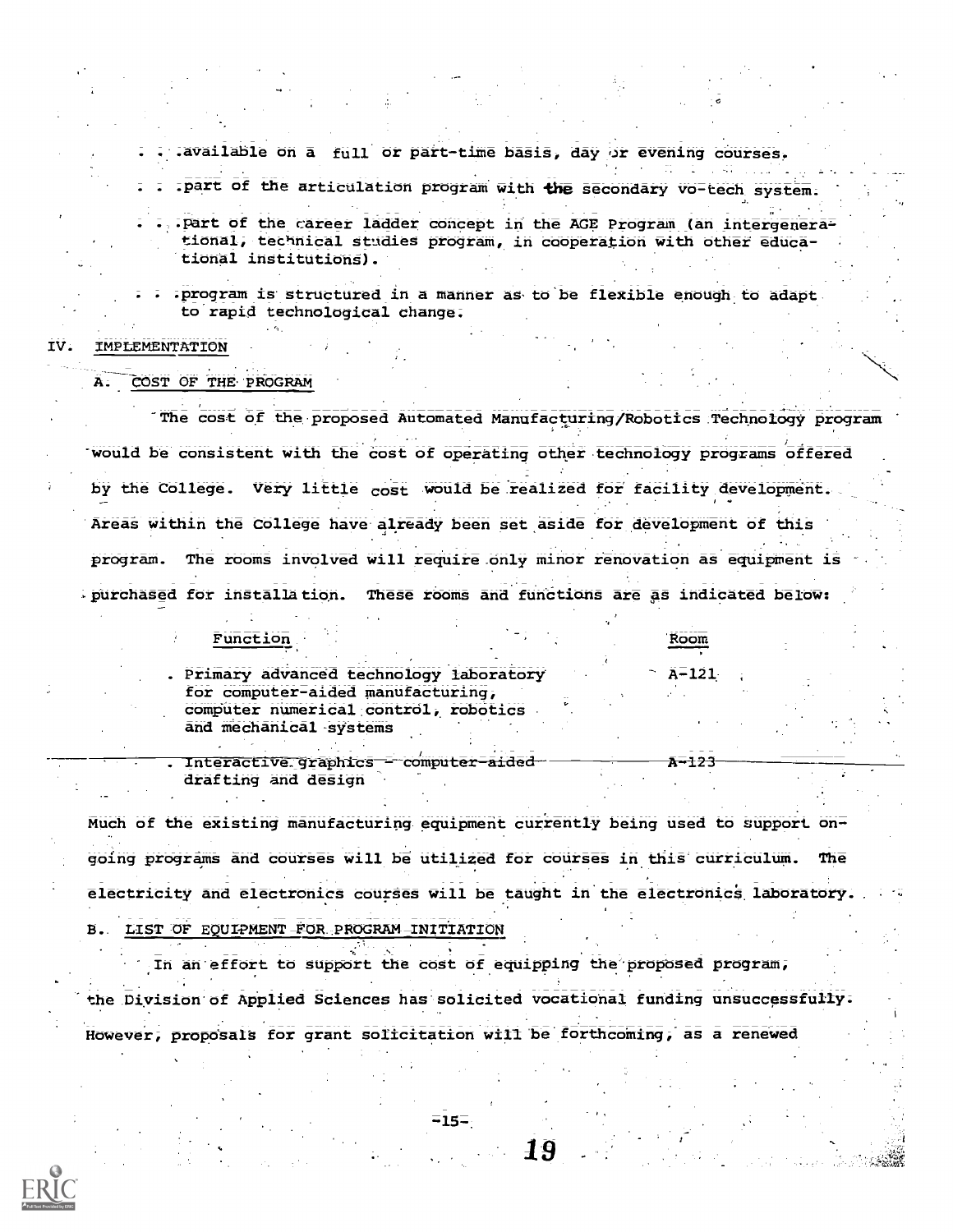. . .available on a full or part-time basis, day or evening courses.

. . .part of the articulation program with the secondary vo-tech system.

. . .part of the career ladder concept in the AGE Program (an intergenerational, technical studies program, in cooperation with other educational institutions).

. . .program is structured in a manner as to be flexible enough to adapt to rapid technological change.

## IV. IMPLEMENTATION

### A. COST OF THE PROGRAM

The cost of the proposed Automated Manufacturing/Robotics Technology program would be consistent with the cost of operating other technology programs offered by the College. Very little cost would be realized for facility development. Areas within the College have already been set aside for development of this program. The rooms involved will require only minor renovation as equipment is purchased for installation. These rooms and functions are as indicated below:

| Function | Room |
|---|---|
| . Primary advanced technology laboratory for computer-aided manufacturing, computer numerical control, robotics and mechanical systems | A-121 |
| . Interactive graphics - computer-aided drafting and design | A-123 |

Much of the existing manufacturing equipment currently being used to support ongoing programs and courses will be utilized for courses in this curriculum. The electricity and electronics courses will be taught in the electronics laboratory.

### B. LIST OF EQUIPMENT FOR PROGRAM INITIATION

In an effort to support the cost of equipping the proposed program, the Division of Applied Sciences has solicited vocational funding unsuccessfully. However, proposals for grant solicitation will be forthcoming, as a renewed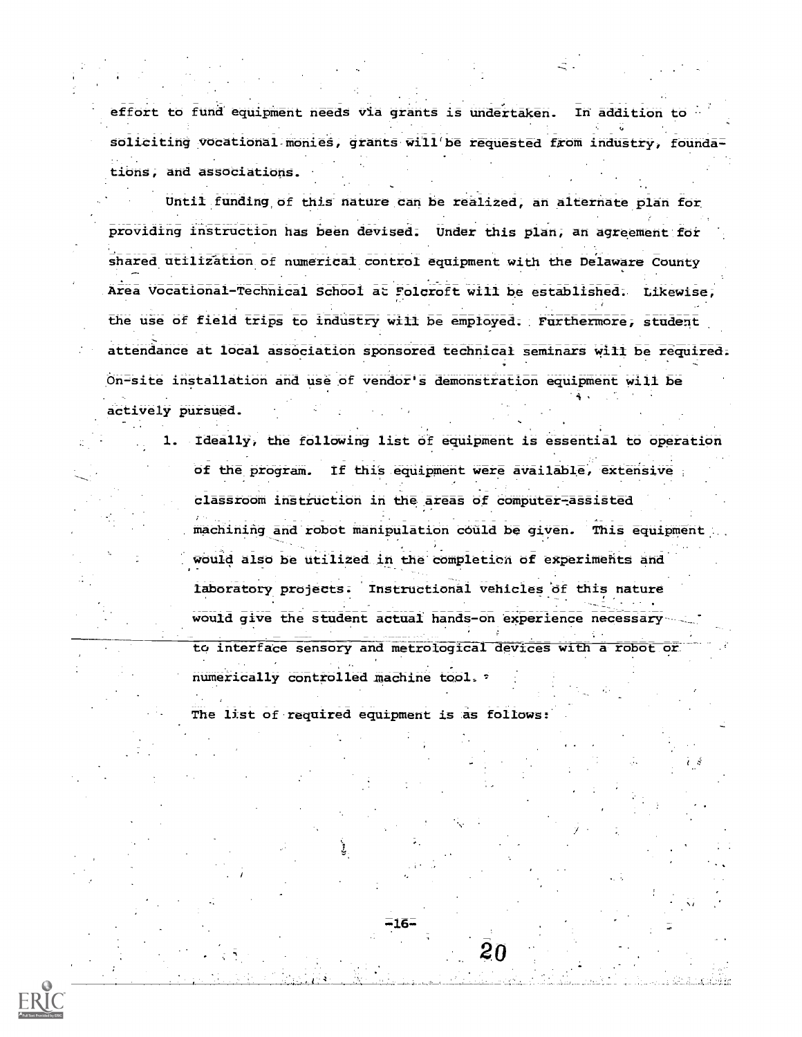effort to fund equipment needs via grants is undertaken. In addition to soliciting vocational monies, grants will be requested from industry, foundations, and associations.

Until funding of this nature can be realized, an alternate plan for providing instruction has been devised. Under this plan, an agreement for shared utilization of numerical control equipment with the Delaware County Area Vocational-Technical School at Folcroft will be established. Likewise, the use of field trips to industry will be employed. Furthermore, student attendance at local association sponsored technical seminars will be required. On-site installation and use of vendor's demonstration equipment will be actively pursued.

1. Ideally, the following list of equipment is essential to operation of the program. If this equipment were available, extensive classroom instruction in the areas of computer-assisted machining and robot manipulation could be given. This equipment would also be utilized in the completion of experiments and laboratory projects. Instructional vehicles of this nature would give the student actual hands-on experience necessary to interface sensory and metrological devices with a robot or numerically controlled machine tool.

   The list of required equipment is as follows: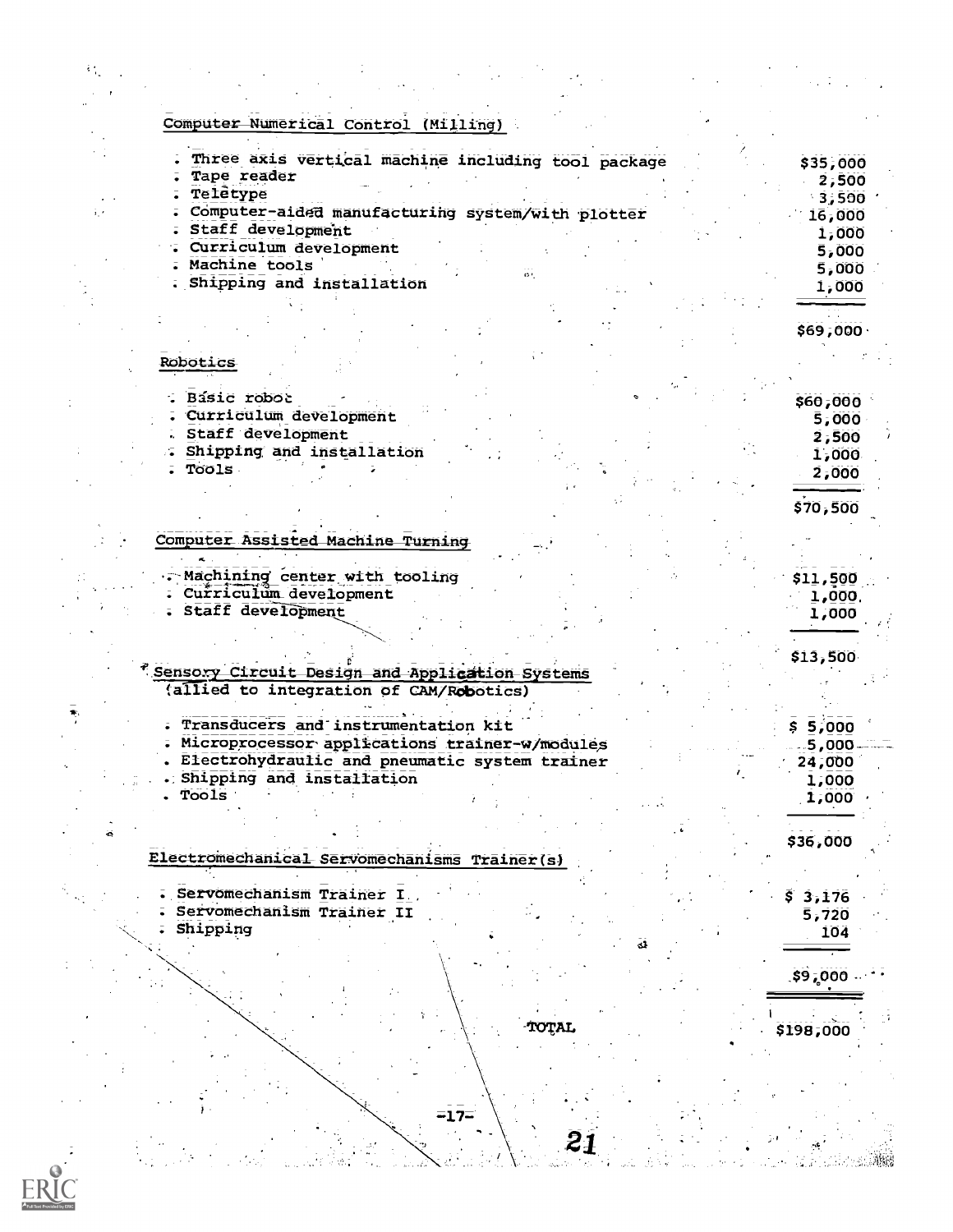### Computer Numerical Control (Milling)

| Item | Cost |
|---|---|
| . Three axis vertical machine including tool package | $35,000 |
| . Tape reader | 2,500 |
| . Teletype | 3,500 |
| . Computer-aided manufacturing system/with plotter | 16,000 |
| . Staff development | 1,000 |
| . Curriculum development | 5,000 |
| . Machine tools | 5,000 |
| . Shipping and installation | 1,000 |
| | $69,000 |

### Robotics

| Item | Cost |
|---|---|
| . Basic robot | $60,000 |
| . Curriculum development | 5,000 |
| . Staff development | 2,500 |
| . Shipping and installation | 1,000 |
| . Tools | 2,000 |
| | $70,500 |

### Computer Assisted Machine Turning

| Item | Cost |
|---|---|
| . Machining center with tooling | $11,500 |
| . Curriculum development | 1,000 |
| . Staff development | 1,000 |
| | $13,500 |

### Sensory Circuit Design and Application Systems (allied to integration of CAM/Robotics)

| Item | Cost |
|---|---|
| . Transducers and instrumentation kit | $ 5,000 |
| . Microprocessor applications trainer-w/modules | 5,000 |
| . Electrohydraulic and pneumatic system trainer | 24,000 |
| . Shipping and installation | 1,000 |
| . Tools | 1,000 |
| | $36,000 |

### Electromechanical Servomechanisms Trainer(s)

| Item | Cost |
|---|---|
| . Servomechanism Trainer I | $ 3,176 |
| . Servomechanism Trainer II | 5,720 |
| . Shipping | 104 |
| | $9,000 |

| | |
|---|---|
| TOTAL | $198,000 |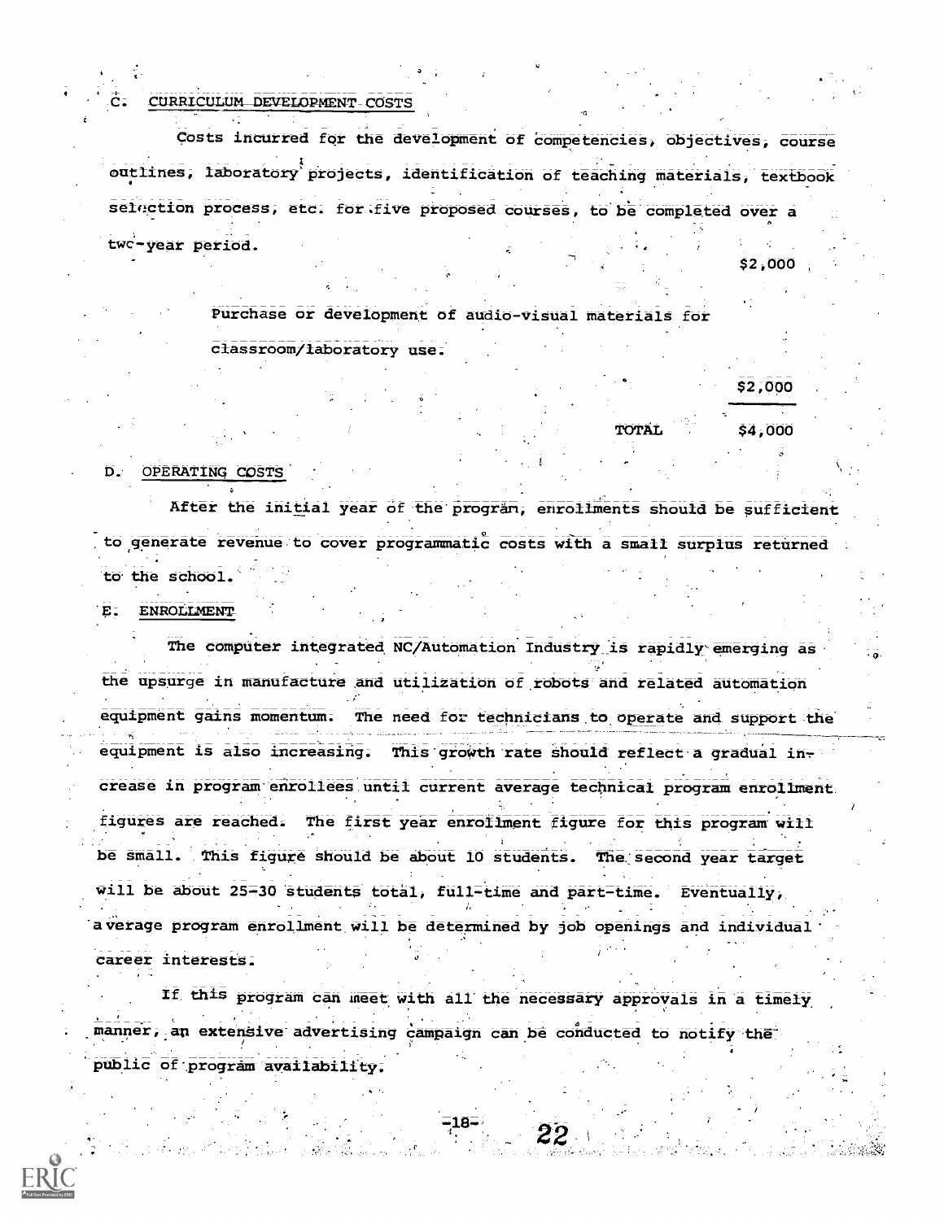## C. CURRICULUM DEVELOPMENT COSTS

Costs incurred for the development of competencies, objectives, course outlines, laboratory projects, identification of teaching materials, textbook selection process, etc. for five proposed courses, to be completed over a two-year period.

$2,000

Purchase or development of audio-visual materials for classroom/laboratory use.

$2,000

TOTAL $4,000

## D. OPERATING COSTS

After the initial year of the program, enrollments should be sufficient to generate revenue to cover programmatic costs with a small surplus returned to the school.

## E. ENROLLMENT

The computer integrated NC/Automation Industry is rapidly emerging as the upsurge in manufacture and utilization of robots and related automation equipment gains momentum. The need for technicians to operate and support the equipment is also increasing. This growth rate should reflect a gradual increase in program enrollees until current average technical program enrollment figures are reached. The first year enrollment figure for this program will be small. This figure should be about 10 students. The second year target will be about 25-30 students total, full-time and part-time. Eventually, average program enrollment will be determined by job openings and individual career interests.

If this program can meet with all the necessary approvals in a timely manner, an extensive advertising campaign can be conducted to notify the public of program availability.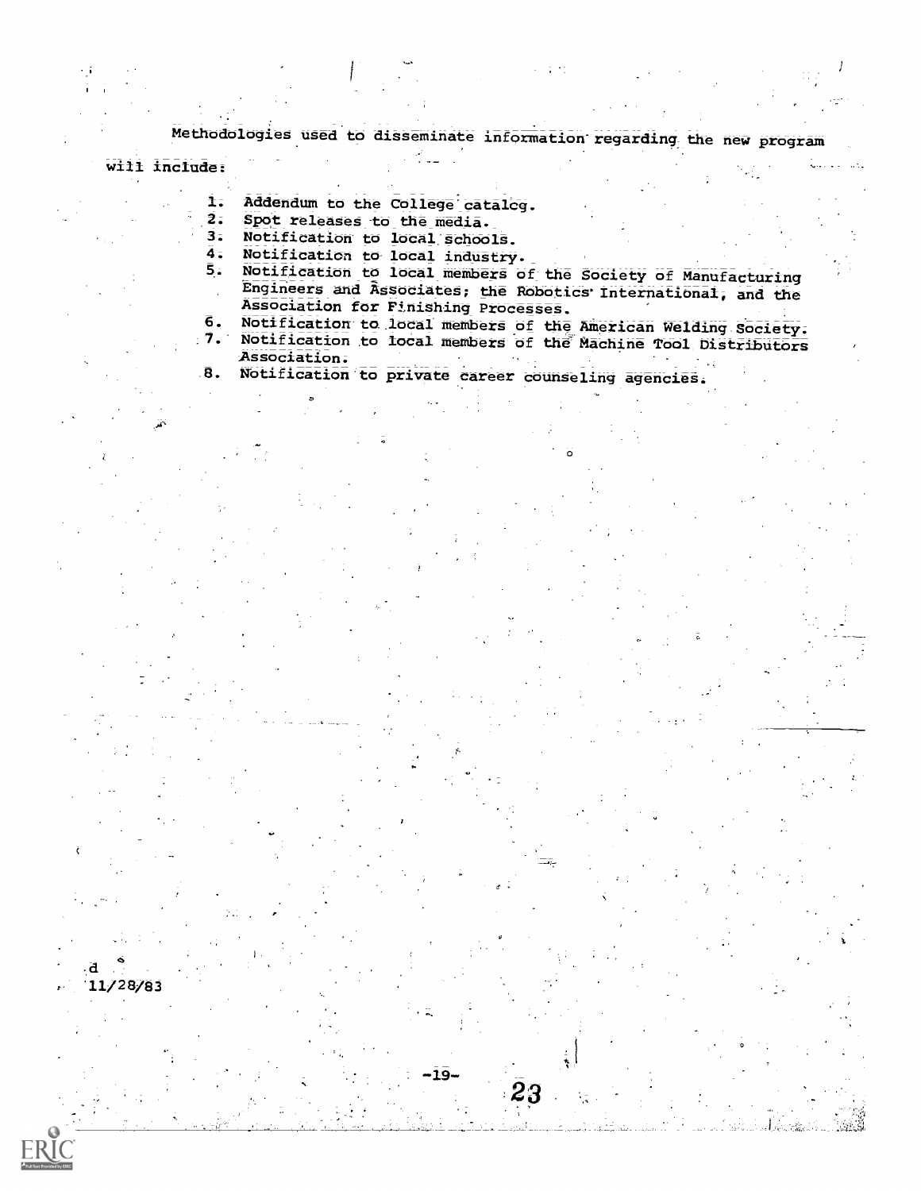Methodologies used to disseminate information regarding the new program will include:

1. Addendum to the College catalog.
2. Spot releases to the media.
3. Notification to local schools.
4. Notification to local industry.
5. Notification to local members of the Society of Manufacturing Engineers and Associates; the Robotics International, and the Association for Finishing Processes.
6. Notification to local members of the American Welding Society.
7. Notification to local members of the Machine Tool Distributors Association.
8. Notification to private career counseling agencies.

d
11/28/83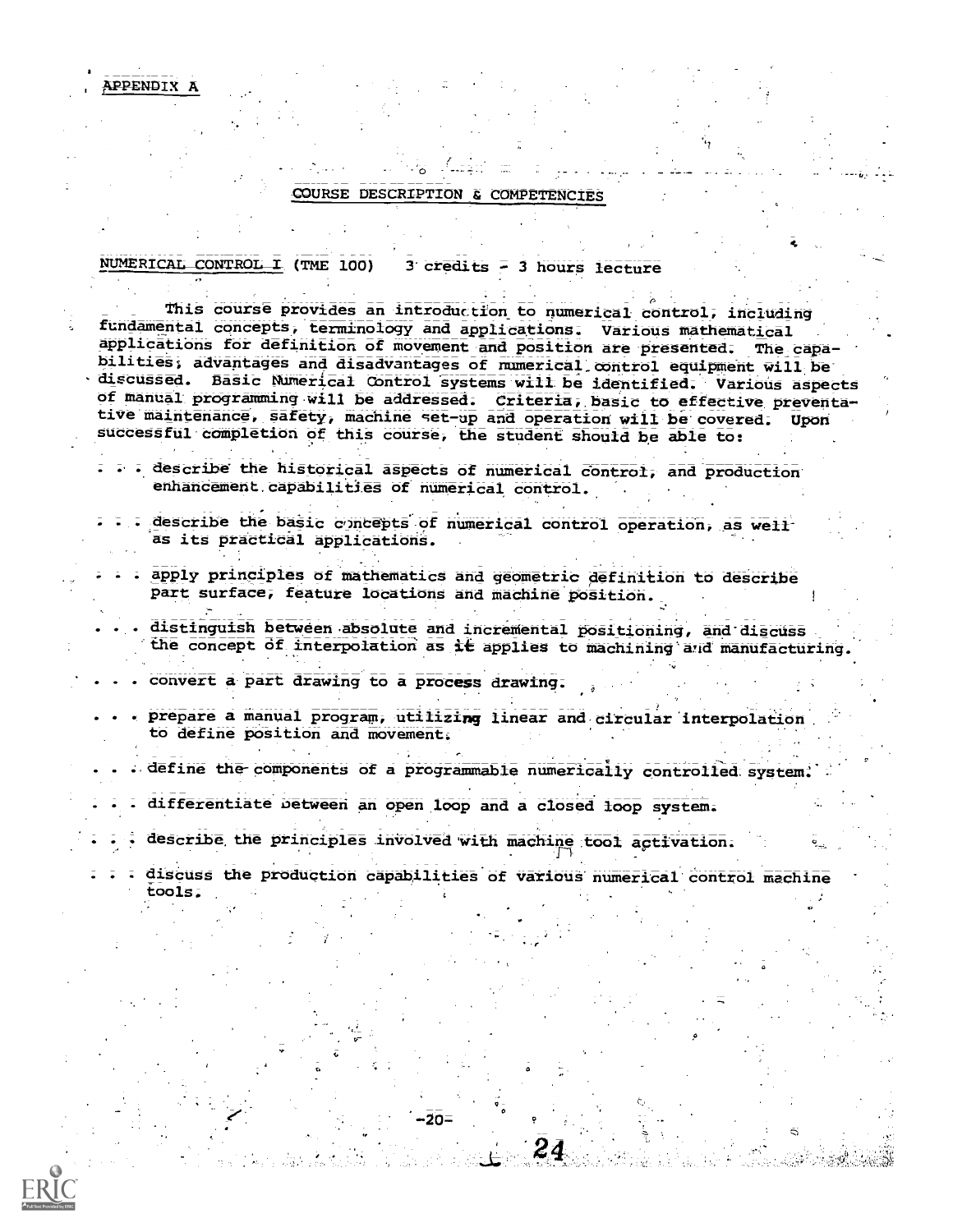APPENDIX A

## COURSE DESCRIPTION & COMPETENCIES

### NUMERICAL CONTROL I (TME 100) 3 credits - 3 hours lecture

This course provides an introduction to numerical control, including fundamental concepts, terminology and applications. Various mathematical applications for definition of movement and position are presented. The capabilities, advantages and disadvantages of numerical control equipment will be discussed. Basic Numerical Control systems will be identified. Various aspects of manual programming will be addressed. Criteria, basic to effective preventative maintenance, safety, machine set-up and operation will be covered. Upon successful completion of this course, the student should be able to:

. . . describe the historical aspects of numerical control, and production enhancement capabilities of numerical control.

. . . describe the basic concepts of numerical control operation, as well as its practical applications.

. . . apply principles of mathematics and geometric definition to describe part surface, feature locations and machine position.

. . . distinguish between absolute and incremental positioning, and discuss the concept of interpolation as it applies to machining and manufacturing.

. . . convert a part drawing to a process drawing.

. . . prepare a manual program, utilizing linear and circular interpolation to define position and movement.

. . . define the components of a programmable numerically controlled system.

. . . differentiate between an open loop and a closed loop system.

. . . describe the principles involved with machine tool activation.

. . . discuss the production capabilities of various numerical control machine tools.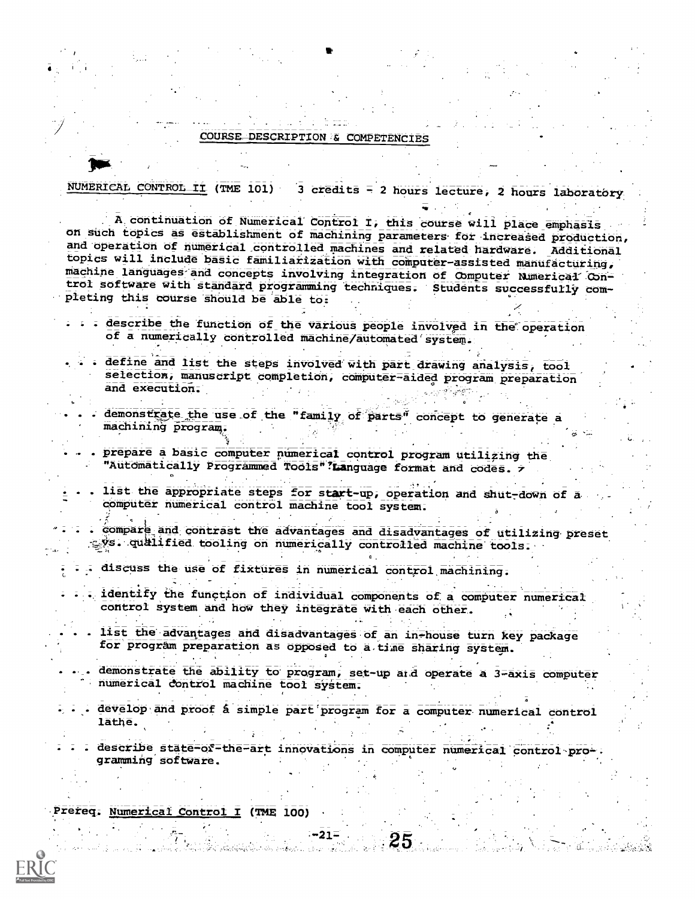## COURSE DESCRIPTION & COMPETENCIES

NUMERICAL CONTROL II (TME 101)   3 credits - 2 hours lecture, 2 hours laboratory

A continuation of Numerical Control I, this course will place emphasis on such topics as establishment of machining parameters for increased production, and operation of numerical controlled machines and related hardware. Additional topics will include basic familiarization with computer-assisted manufacturing, machine languages and concepts involving integration of Computer Numerical Control software with standard programming techniques. Students successfully completing this course should be able to:

- . . . describe the function of the various people involved in the operation of a numerically controlled machine/automated system.
- . . . define and list the steps involved with part drawing analysis, tool selection, manuscript completion, computer-aided program preparation and execution.
- . . . demonstrate the use of the "family of parts" concept to generate a machining program.
- . . . prepare a basic computer numerical control program utilizing the "Automatically Programmed Tools" Language format and codes.
- . . . list the appropriate steps for start-up, operation and shut-down of a computer numerical control machine tool system.
- . . . compare and contrast the advantages and disadvantages of utilizing preset vs. qualified tooling on numerically controlled machine tools.
- . . . discuss the use of fixtures in numerical control machining.
- . . . identify the function of individual components of a computer numerical control system and how they integrate with each other.
- . . . list the advantages and disadvantages of an in-house turn key package for program preparation as opposed to a time sharing system.
- . . . demonstrate the ability to program, set-up and operate a 3-axis computer numerical control machine tool system.
- . . . develop and proof a simple part program for a computer numerical control lathe.
- . . . describe state-of-the-art innovations in computer numerical control programming software.

Prereq. Numerical Control I (TME 100)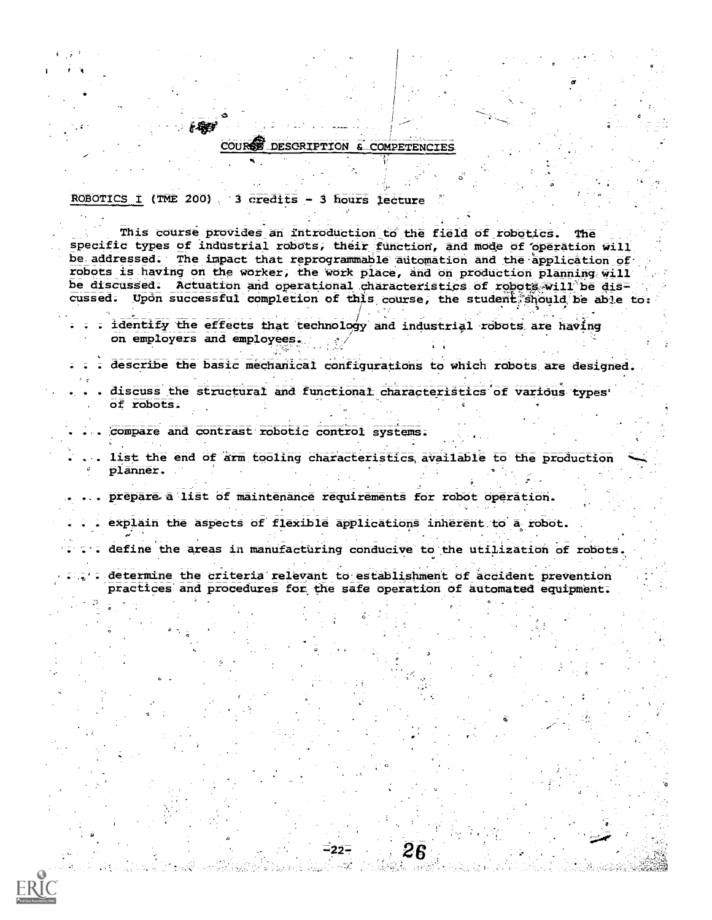## COURSE DESCRIPTION & COMPETENCIES

ROBOTICS I (TME 200) 3 credits - 3 hours lecture

This course provides an introduction to the field of robotics. The specific types of industrial robots, their function, and mode of operation will be addressed. The impact that reprogrammable automation and the application of robots is having on the worker, the work place, and on production planning will be discussed. Actuation and operational characteristics of robots will be discussed. Upon successful completion of this course, the student should be able to:

. . . identify the effects that technology and industrial robots are having on employers and employees.

. . . describe the basic mechanical configurations to which robots are designed.

. . . discuss the structural and functional characteristics of various types of robots.

. . . compare and contrast robotic control systems.

. . . list the end of arm tooling characteristics available to the production planner.

. . . prepare a list of maintenance requirements for robot operation.

. . . explain the aspects of flexible applications inherent to a robot.

. . . define the areas in manufacturing conducive to the utilization of robots.

. . . determine the criteria relevant to establishment of accident prevention practices and procedures for the safe operation of automated equipment.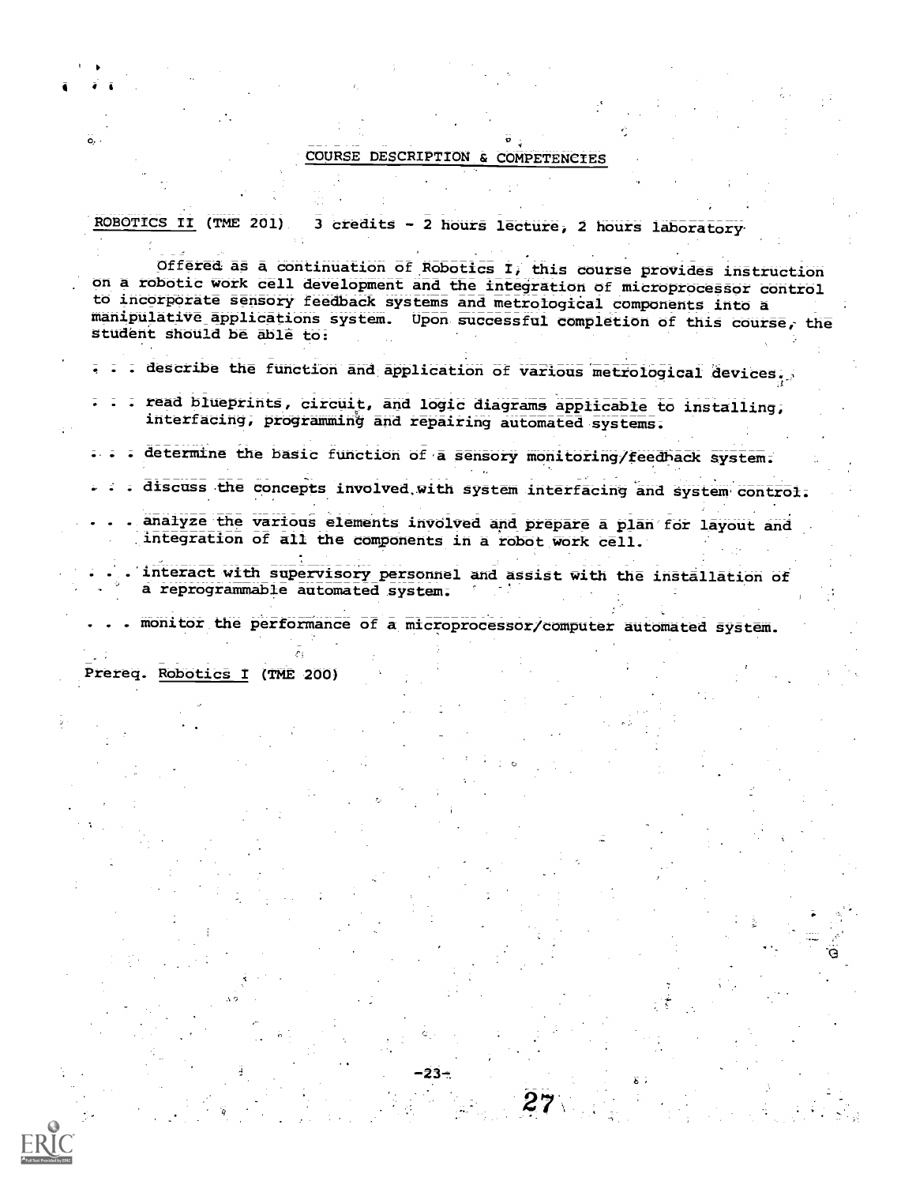## COURSE DESCRIPTION & COMPETENCIES

ROBOTICS II (TME 201) 3 credits - 2 hours lecture, 2 hours laboratory

Offered as a continuation of Robotics I, this course provides instruction on a robotic work cell development and the integration of microprocessor control to incorporate sensory feedback systems and metrological components into a manipulative applications system. Upon successful completion of this course, the student should be able to:

. . . describe the function and application of various metrological devices.

. . . read blueprints, circuit, and logic diagrams applicable to installing, interfacing, programming and repairing automated systems.

. . . determine the basic function of a sensory monitoring/feedback system.

. . . discuss the concepts involved with system interfacing and system control.

. . . analyze the various elements involved and prepare a plan for layout and integration of all the components in a robot work cell.

. . . interact with supervisory personnel and assist with the installation of a reprogrammable automated system.

. . . monitor the performance of a microprocessor/computer automated system.

Prereq. Robotics I (TME 200)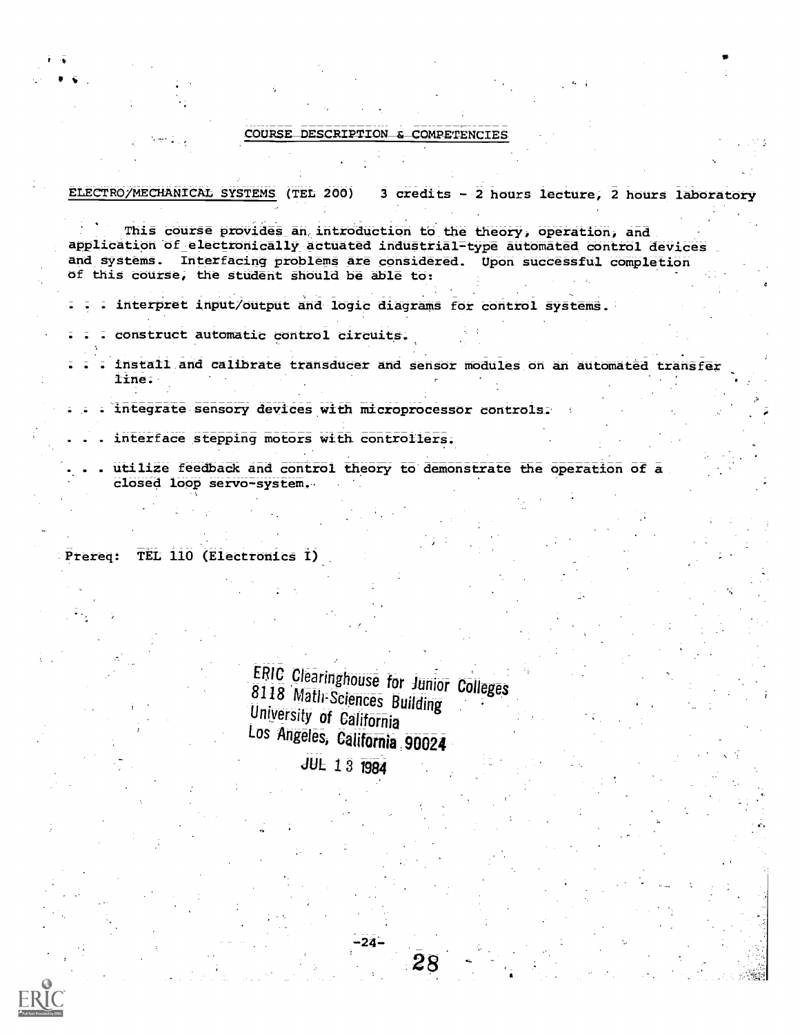## COURSE DESCRIPTION & COMPETENCIES

ELECTRO/MECHANICAL SYSTEMS (TEL 200) 3 credits - 2 hours lecture, 2 hours laboratory

This course provides an introduction to the theory, operation, and application of electronically actuated industrial-type automated control devices and systems. Interfacing problems are considered. Upon successful completion of this course, the student should be able to:

. . . interpret input/output and logic diagrams for control systems.

. . . construct automatic control circuits.

. . . install and calibrate transducer and sensor modules on an automated transfer line.

. . . integrate sensory devices with microprocessor controls.

. . . interface stepping motors with controllers.

. . . utilize feedback and control theory to demonstrate the operation of a closed loop servo-system.

Prereq: TEL 110 (Electronics I)

ERIC Clearinghouse for Junior Colleges
8118 Math-Sciences Building
University of California
Los Angeles, California 90024

JUL 13 1984